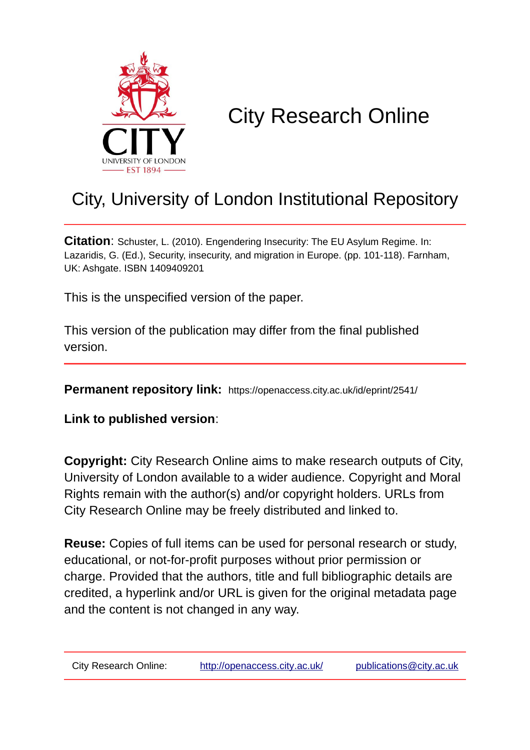# City Research Online

## City, University of London Institutional Repository

**Citation**: Schuster, L. (2010). Engendering Insecurity: The EU Asylum Regime. In: Lazaridis, G. (Ed.), Security, insecurity, and migration in Europe. (pp. 101-118). Farnham, UK: Ashgate. ISBN 1409409201

This is the unspecified version of the paper.

This version of the publication may differ from the final published version.

---

**Permanent repository link:** https://openaccess.city.ac.uk/id/eprint/2541/

**Link to published version**:

**Copyright:** City Research Online aims to make research outputs of City, University of London available to a wider audience. Copyright and Moral Rights remain with the author(s) and/or copyright holders. URLs from City Research Online may be freely distributed and linked to.

**Reuse:** Copies of full items can be used for personal research or study, educational, or not-for-profit purposes without prior permission or charge. Provided that the authors, title and full bibliographic details are credited, a hyperlink and/or URL is given for the original metadata page and the content is not changed in any way.

---

City Research Online: http://openaccess.city.ac.uk/ publications@city.ac.uk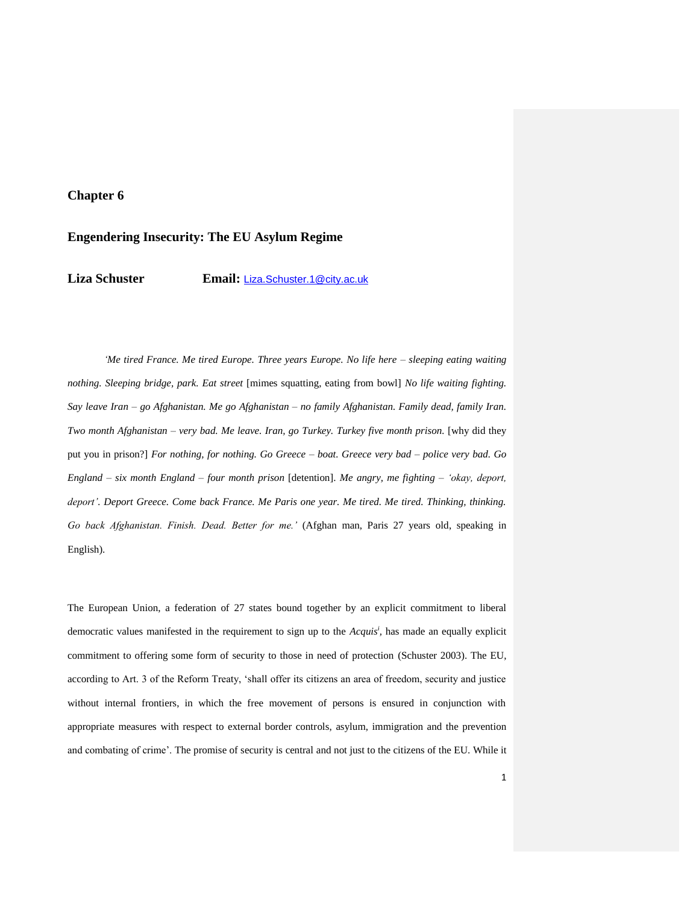# Chapter 6

## Engendering Insecurity: The EU Asylum Regime

**Liza Schuster** **Email:** Liza.Schuster.1@city.ac.uk

*'Me tired France. Me tired Europe. Three years Europe. No life here – sleeping eating waiting nothing. Sleeping bridge, park. Eat street* [mimes squatting, eating from bowl] *No life waiting fighting. Say leave Iran – go Afghanistan. Me go Afghanistan – no family Afghanistan. Family dead, family Iran. Two month Afghanistan – very bad. Me leave. Iran, go Turkey. Turkey five month prison.* [why did they put you in prison?] *For nothing, for nothing. Go Greece – boat. Greece very bad – police very bad. Go England – six month England – four month prison* [detention]. *Me angry, me fighting – 'okay, deport, deport'. Deport Greece. Come back France. Me Paris one year. Me tired. Me tired. Thinking, thinking. Go back Afghanistan. Finish. Dead. Better for me.'* (Afghan man, Paris 27 years old, speaking in English).

The European Union, a federation of 27 states bound together by an explicit commitment to liberal democratic values manifested in the requirement to sign up to the *Acquis*[i], has made an equally explicit commitment to offering some form of security to those in need of protection (Schuster 2003). The EU, according to Art. 3 of the Reform Treaty, 'shall offer its citizens an area of freedom, security and justice without internal frontiers, in which the free movement of persons is ensured in conjunction with appropriate measures with respect to external border controls, asylum, immigration and the prevention and combating of crime'. The promise of security is central and not just to the citizens of the EU. While it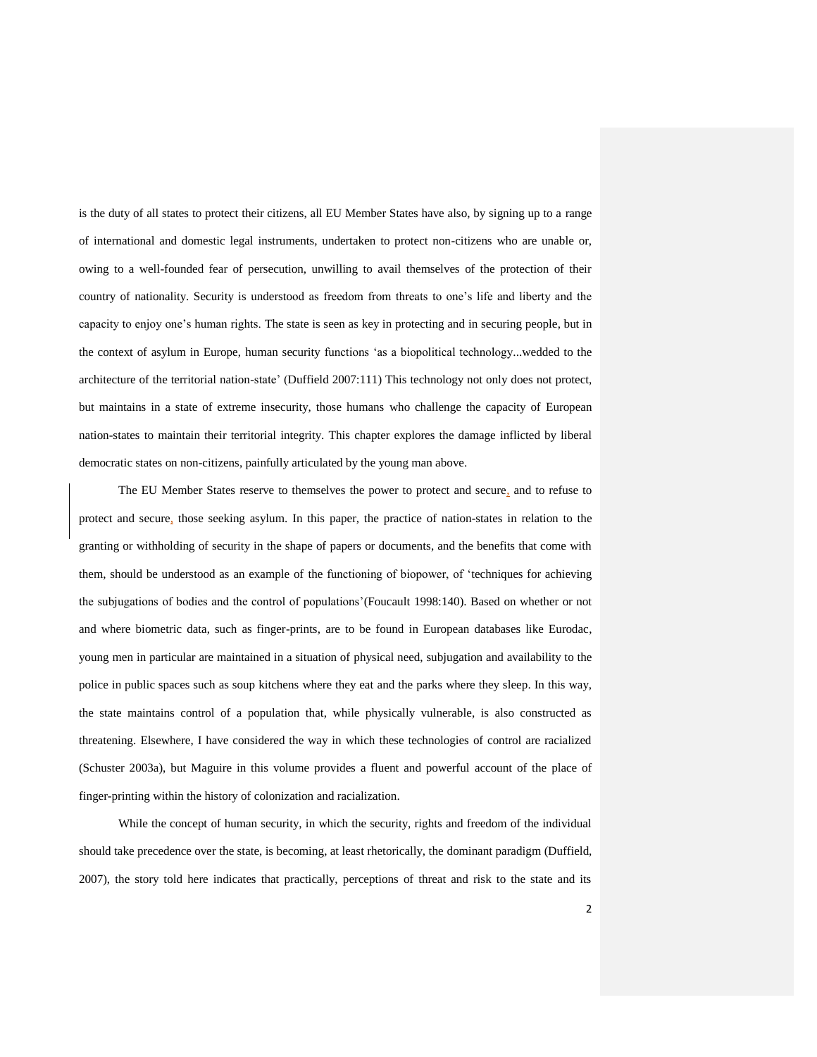is the duty of all states to protect their citizens, all EU Member States have also, by signing up to a range of international and domestic legal instruments, undertaken to protect non-citizens who are unable or, owing to a well-founded fear of persecution, unwilling to avail themselves of the protection of their country of nationality. Security is understood as freedom from threats to one's life and liberty and the capacity to enjoy one's human rights. The state is seen as key in protecting and in securing people, but in the context of asylum in Europe, human security functions 'as a biopolitical technology...wedded to the architecture of the territorial nation-state' (Duffield 2007:111) This technology not only does not protect, but maintains in a state of extreme insecurity, those humans who challenge the capacity of European nation-states to maintain their territorial integrity. This chapter explores the damage inflicted by liberal democratic states on non-citizens, painfully articulated by the young man above.

The EU Member States reserve to themselves the power to protect and secure, and to refuse to protect and secure, those seeking asylum. In this paper, the practice of nation-states in relation to the granting or withholding of security in the shape of papers or documents, and the benefits that come with them, should be understood as an example of the functioning of biopower, of 'techniques for achieving the subjugations of bodies and the control of populations'(Foucault 1998:140). Based on whether or not and where biometric data, such as finger-prints, are to be found in European databases like Eurodac, young men in particular are maintained in a situation of physical need, subjugation and availability to the police in public spaces such as soup kitchens where they eat and the parks where they sleep. In this way, the state maintains control of a population that, while physically vulnerable, is also constructed as threatening. Elsewhere, I have considered the way in which these technologies of control are racialized (Schuster 2003a), but Maguire in this volume provides a fluent and powerful account of the place of finger-printing within the history of colonization and racialization.

While the concept of human security, in which the security, rights and freedom of the individual should take precedence over the state, is becoming, at least rhetorically, the dominant paradigm (Duffield, 2007), the story told here indicates that practically, perceptions of threat and risk to the state and its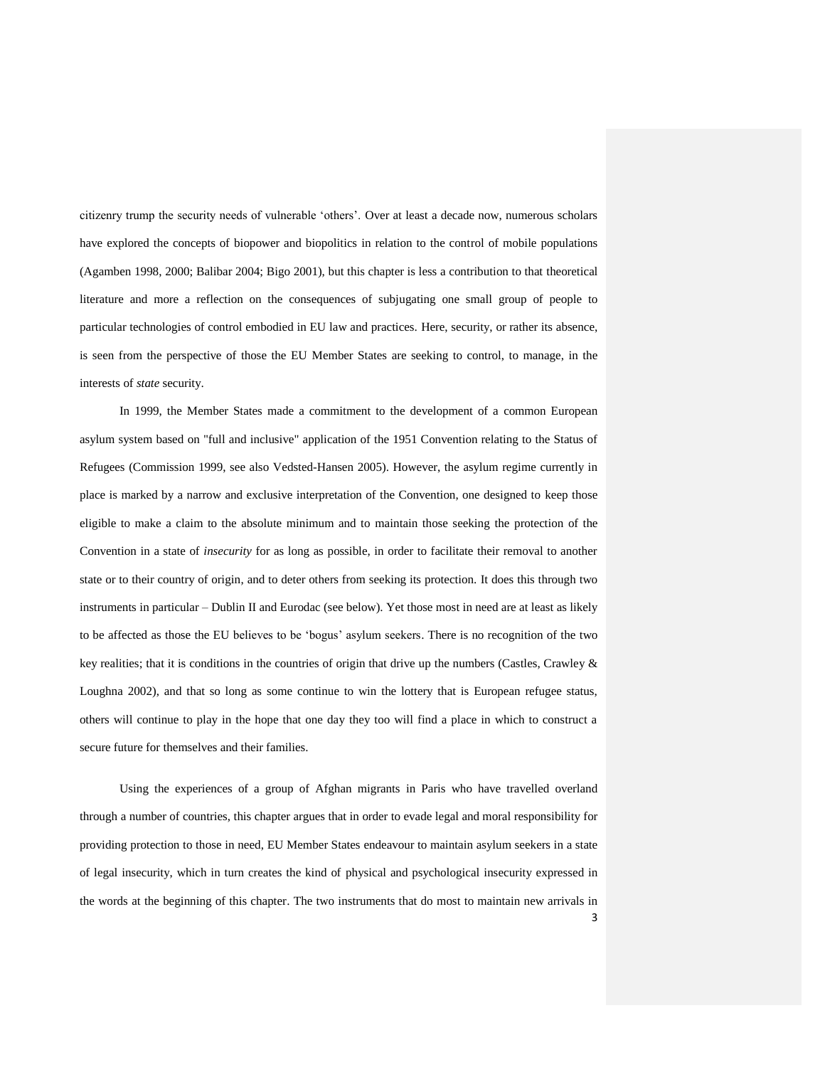citizenry trump the security needs of vulnerable 'others'. Over at least a decade now, numerous scholars have explored the concepts of biopower and biopolitics in relation to the control of mobile populations (Agamben 1998, 2000; Balibar 2004; Bigo 2001), but this chapter is less a contribution to that theoretical literature and more a reflection on the consequences of subjugating one small group of people to particular technologies of control embodied in EU law and practices. Here, security, or rather its absence, is seen from the perspective of those the EU Member States are seeking to control, to manage, in the interests of *state* security.

In 1999, the Member States made a commitment to the development of a common European asylum system based on "full and inclusive" application of the 1951 Convention relating to the Status of Refugees (Commission 1999, see also Vedsted-Hansen 2005). However, the asylum regime currently in place is marked by a narrow and exclusive interpretation of the Convention, one designed to keep those eligible to make a claim to the absolute minimum and to maintain those seeking the protection of the Convention in a state of *insecurity* for as long as possible, in order to facilitate their removal to another state or to their country of origin, and to deter others from seeking its protection. It does this through two instruments in particular – Dublin II and Eurodac (see below). Yet those most in need are at least as likely to be affected as those the EU believes to be 'bogus' asylum seekers. There is no recognition of the two key realities; that it is conditions in the countries of origin that drive up the numbers (Castles, Crawley & Loughna 2002), and that so long as some continue to win the lottery that is European refugee status, others will continue to play in the hope that one day they too will find a place in which to construct a secure future for themselves and their families.

Using the experiences of a group of Afghan migrants in Paris who have travelled overland through a number of countries, this chapter argues that in order to evade legal and moral responsibility for providing protection to those in need, EU Member States endeavour to maintain asylum seekers in a state of legal insecurity, which in turn creates the kind of physical and psychological insecurity expressed in the words at the beginning of this chapter. The two instruments that do most to maintain new arrivals in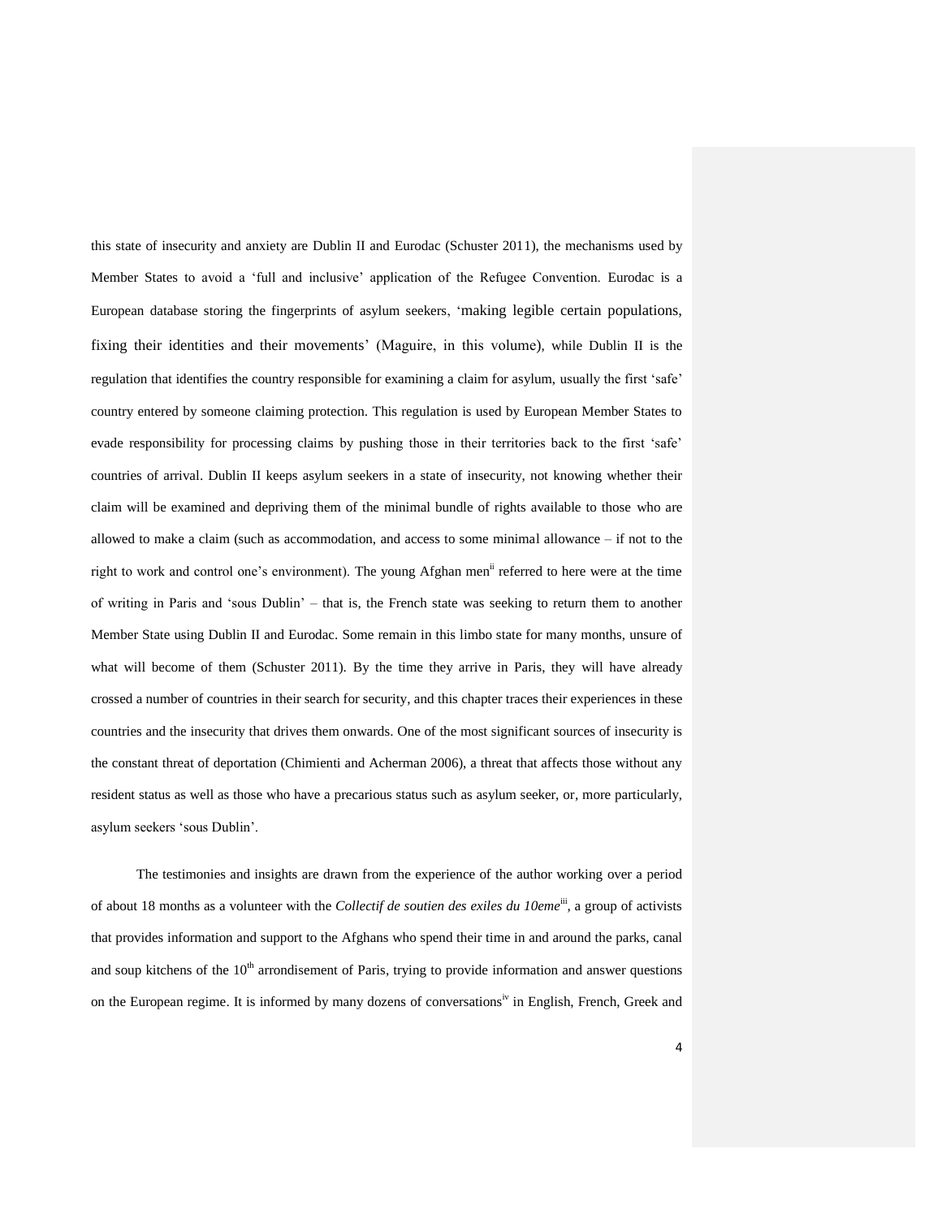this state of insecurity and anxiety are Dublin II and Eurodac (Schuster 2011), the mechanisms used by Member States to avoid a 'full and inclusive' application of the Refugee Convention. Eurodac is a European database storing the fingerprints of asylum seekers, 'making legible certain populations, fixing their identities and their movements' (Maguire, in this volume), while Dublin II is the regulation that identifies the country responsible for examining a claim for asylum, usually the first 'safe' country entered by someone claiming protection. This regulation is used by European Member States to evade responsibility for processing claims by pushing those in their territories back to the first 'safe' countries of arrival. Dublin II keeps asylum seekers in a state of insecurity, not knowing whether their claim will be examined and depriving them of the minimal bundle of rights available to those who are allowed to make a claim (such as accommodation, and access to some minimal allowance – if not to the right to work and control one's environment). The young Afghan men[ii] referred to here were at the time of writing in Paris and 'sous Dublin' – that is, the French state was seeking to return them to another Member State using Dublin II and Eurodac. Some remain in this limbo state for many months, unsure of what will become of them (Schuster 2011). By the time they arrive in Paris, they will have already crossed a number of countries in their search for security, and this chapter traces their experiences in these countries and the insecurity that drives them onwards. One of the most significant sources of insecurity is the constant threat of deportation (Chimienti and Acherman 2006), a threat that affects those without any resident status as well as those who have a precarious status such as asylum seeker, or, more particularly, asylum seekers 'sous Dublin'.

The testimonies and insights are drawn from the experience of the author working over a period of about 18 months as a volunteer with the *Collectif de soutien des exiles du 10eme*[iii], a group of activists that provides information and support to the Afghans who spend their time in and around the parks, canal and soup kitchens of the 10[th] arrondisement of Paris, trying to provide information and answer questions on the European regime. It is informed by many dozens of conversations[iv] in English, French, Greek and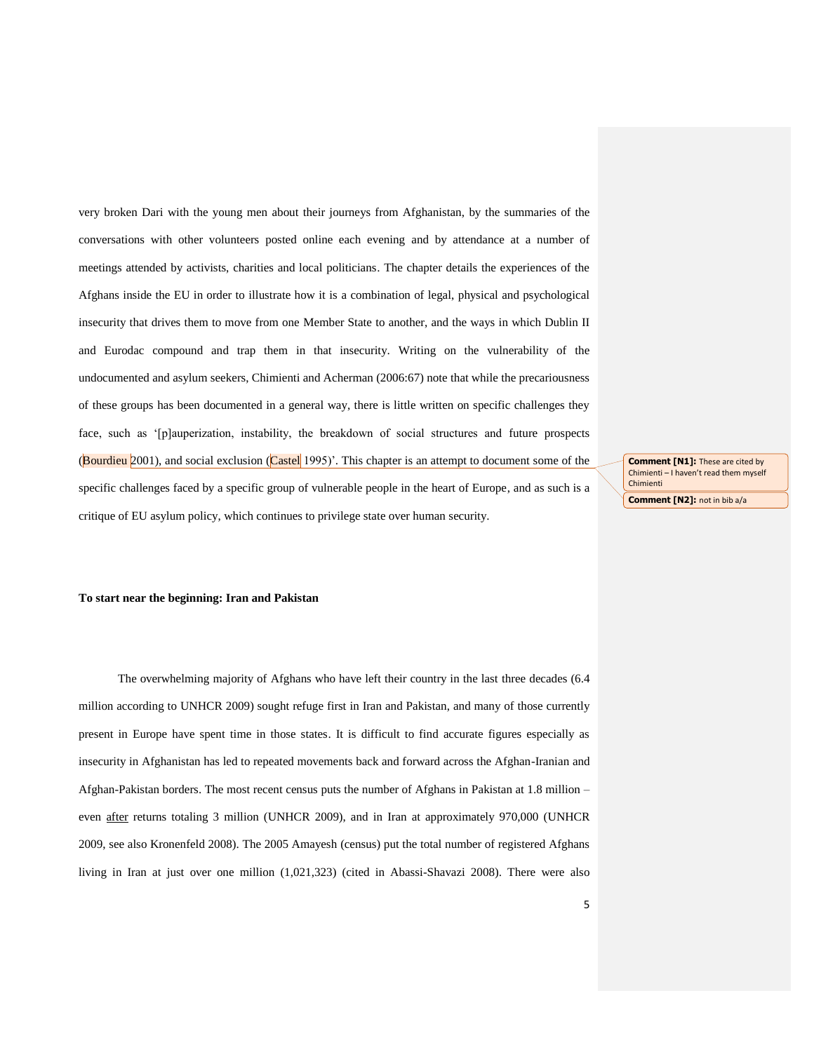very broken Dari with the young men about their journeys from Afghanistan, by the summaries of the conversations with other volunteers posted online each evening and by attendance at a number of meetings attended by activists, charities and local politicians. The chapter details the experiences of the Afghans inside the EU in order to illustrate how it is a combination of legal, physical and psychological insecurity that drives them to move from one Member State to another, and the ways in which Dublin II and Eurodac compound and trap them in that insecurity. Writing on the vulnerability of the undocumented and asylum seekers, Chimienti and Acherman (2006:67) note that while the precariousness of these groups has been documented in a general way, there is little written on specific challenges they face, such as '[p]auperization, instability, the breakdown of social structures and future prospects (Bourdieu 2001), and social exclusion (Castel 1995)'. This chapter is an attempt to document some of the specific challenges faced by a specific group of vulnerable people in the heart of Europe, and as such is a critique of EU asylum policy, which continues to privilege state over human security.

**Comment [N1]:** These are cited by Chimienti – I haven't read them myself Chimienti

**Comment [N2]:** not in bib a/a

**To start near the beginning: Iran and Pakistan**

The overwhelming majority of Afghans who have left their country in the last three decades (6.4 million according to UNHCR 2009) sought refuge first in Iran and Pakistan, and many of those currently present in Europe have spent time in those states. It is difficult to find accurate figures especially as insecurity in Afghanistan has led to repeated movements back and forward across the Afghan-Iranian and Afghan-Pakistan borders. The most recent census puts the number of Afghans in Pakistan at 1.8 million – even after returns totaling 3 million (UNHCR 2009), and in Iran at approximately 970,000 (UNHCR 2009, see also Kronenfeld 2008). The 2005 Amayesh (census) put the total number of registered Afghans living in Iran at just over one million (1,021,323) (cited in Abassi-Shavazi 2008). There were also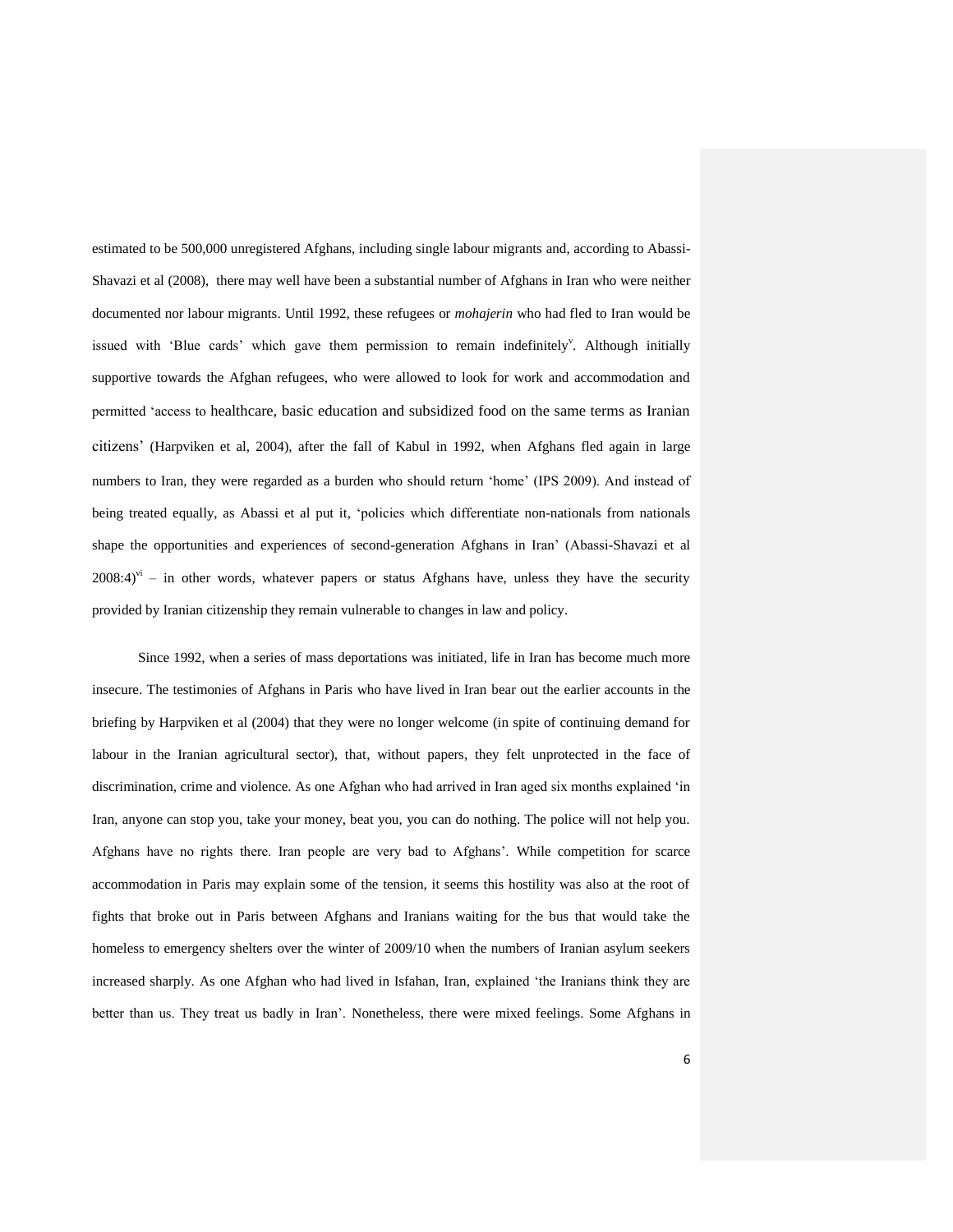estimated to be 500,000 unregistered Afghans, including single labour migrants and, according to Abassi-Shavazi et al (2008), there may well have been a substantial number of Afghans in Iran who were neither documented nor labour migrants. Until 1992, these refugees or *mohajerin* who had fled to Iran would be issued with 'Blue cards' which gave them permission to remain indefinitely[v]. Although initially supportive towards the Afghan refugees, who were allowed to look for work and accommodation and permitted 'access to healthcare, basic education and subsidized food on the same terms as Iranian citizens' (Harpviken et al, 2004), after the fall of Kabul in 1992, when Afghans fled again in large numbers to Iran, they were regarded as a burden who should return 'home' (IPS 2009). And instead of being treated equally, as Abassi et al put it, 'policies which differentiate non-nationals from nationals shape the opportunities and experiences of second-generation Afghans in Iran' (Abassi-Shavazi et al 2008:4)[vi] – in other words, whatever papers or status Afghans have, unless they have the security provided by Iranian citizenship they remain vulnerable to changes in law and policy.

Since 1992, when a series of mass deportations was initiated, life in Iran has become much more insecure. The testimonies of Afghans in Paris who have lived in Iran bear out the earlier accounts in the briefing by Harpviken et al (2004) that they were no longer welcome (in spite of continuing demand for labour in the Iranian agricultural sector), that, without papers, they felt unprotected in the face of discrimination, crime and violence. As one Afghan who had arrived in Iran aged six months explained 'in Iran, anyone can stop you, take your money, beat you, you can do nothing. The police will not help you. Afghans have no rights there. Iran people are very bad to Afghans'. While competition for scarce accommodation in Paris may explain some of the tension, it seems this hostility was also at the root of fights that broke out in Paris between Afghans and Iranians waiting for the bus that would take the homeless to emergency shelters over the winter of 2009/10 when the numbers of Iranian asylum seekers increased sharply. As one Afghan who had lived in Isfahan, Iran, explained 'the Iranians think they are better than us. They treat us badly in Iran'. Nonetheless, there were mixed feelings. Some Afghans in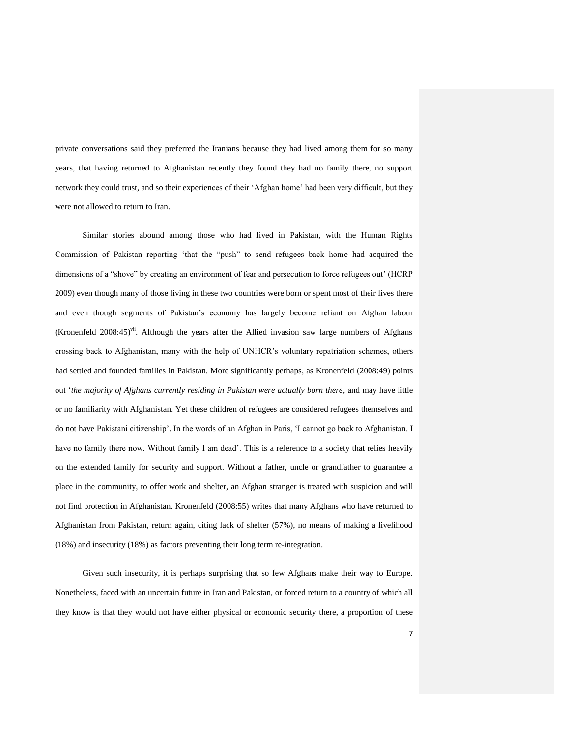private conversations said they preferred the Iranians because they had lived among them for so many years, that having returned to Afghanistan recently they found they had no family there, no support network they could trust, and so their experiences of their 'Afghan home' had been very difficult, but they were not allowed to return to Iran.

Similar stories abound among those who had lived in Pakistan, with the Human Rights Commission of Pakistan reporting 'that the "push" to send refugees back home had acquired the dimensions of a "shove" by creating an environment of fear and persecution to force refugees out' (HCRP 2009) even though many of those living in these two countries were born or spent most of their lives there and even though segments of Pakistan's economy has largely become reliant on Afghan labour (Kronenfeld 2008:45)[vii]. Although the years after the Allied invasion saw large numbers of Afghans crossing back to Afghanistan, many with the help of UNHCR's voluntary repatriation schemes, others had settled and founded families in Pakistan. More significantly perhaps, as Kronenfeld (2008:49) points out '*the majority of Afghans currently residing in Pakistan were actually born there*, and may have little or no familiarity with Afghanistan. Yet these children of refugees are considered refugees themselves and do not have Pakistani citizenship'. In the words of an Afghan in Paris, 'I cannot go back to Afghanistan. I have no family there now. Without family I am dead'. This is a reference to a society that relies heavily on the extended family for security and support. Without a father, uncle or grandfather to guarantee a place in the community, to offer work and shelter, an Afghan stranger is treated with suspicion and will not find protection in Afghanistan. Kronenfeld (2008:55) writes that many Afghans who have returned to Afghanistan from Pakistan, return again, citing lack of shelter (57%), no means of making a livelihood (18%) and insecurity (18%) as factors preventing their long term re-integration.

Given such insecurity, it is perhaps surprising that so few Afghans make their way to Europe. Nonetheless, faced with an uncertain future in Iran and Pakistan, or forced return to a country of which all they know is that they would not have either physical or economic security there, a proportion of these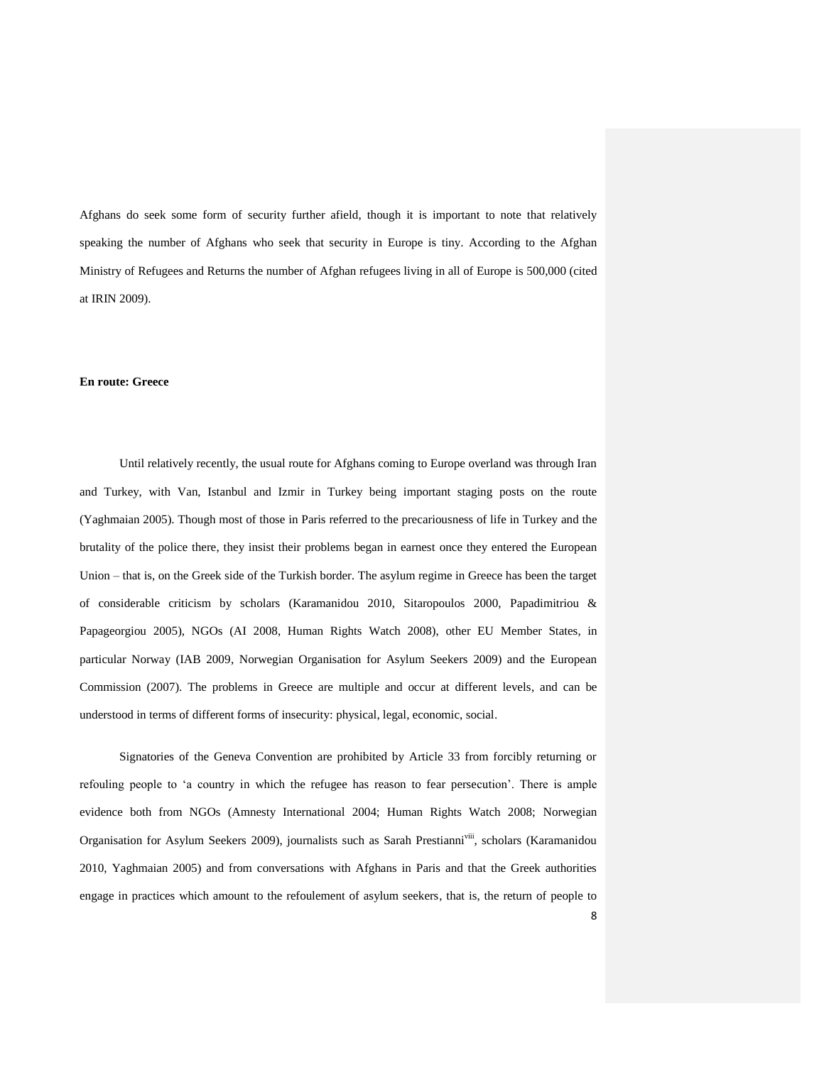Afghans do seek some form of security further afield, though it is important to note that relatively speaking the number of Afghans who seek that security in Europe is tiny. According to the Afghan Ministry of Refugees and Returns the number of Afghan refugees living in all of Europe is 500,000 (cited at IRIN 2009).

**En route: Greece**

Until relatively recently, the usual route for Afghans coming to Europe overland was through Iran and Turkey, with Van, Istanbul and Izmir in Turkey being important staging posts on the route (Yaghmaian 2005). Though most of those in Paris referred to the precariousness of life in Turkey and the brutality of the police there, they insist their problems began in earnest once they entered the European Union – that is, on the Greek side of the Turkish border. The asylum regime in Greece has been the target of considerable criticism by scholars (Karamanidou 2010, Sitaropoulos 2000, Papadimitriou & Papageorgiou 2005), NGOs (AI 2008, Human Rights Watch 2008), other EU Member States, in particular Norway (IAB 2009, Norwegian Organisation for Asylum Seekers 2009) and the European Commission (2007). The problems in Greece are multiple and occur at different levels, and can be understood in terms of different forms of insecurity: physical, legal, economic, social.

Signatories of the Geneva Convention are prohibited by Article 33 from forcibly returning or refouling people to 'a country in which the refugee has reason to fear persecution'. There is ample evidence both from NGOs (Amnesty International 2004; Human Rights Watch 2008; Norwegian Organisation for Asylum Seekers 2009), journalists such as Sarah Prestianni[viii], scholars (Karamanidou 2010, Yaghmaian 2005) and from conversations with Afghans in Paris and that the Greek authorities engage in practices which amount to the refoulement of asylum seekers, that is, the return of people to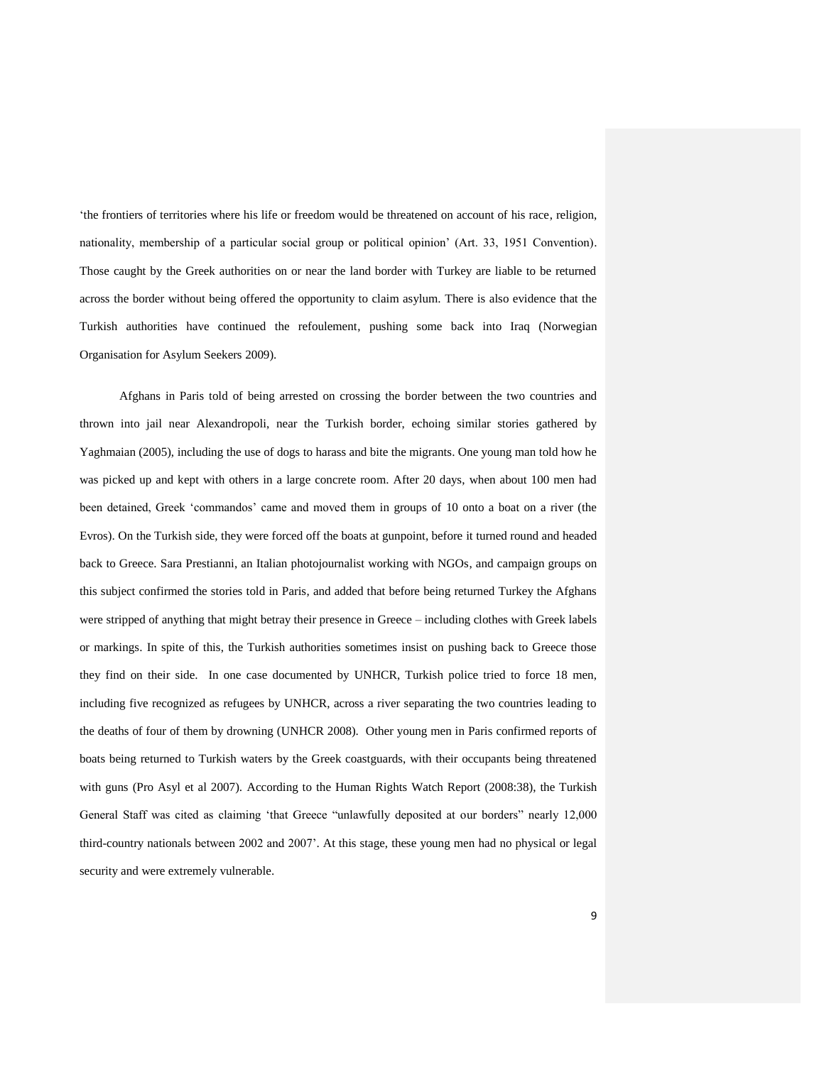'the frontiers of territories where his life or freedom would be threatened on account of his race, religion, nationality, membership of a particular social group or political opinion' (Art. 33, 1951 Convention). Those caught by the Greek authorities on or near the land border with Turkey are liable to be returned across the border without being offered the opportunity to claim asylum. There is also evidence that the Turkish authorities have continued the refoulement, pushing some back into Iraq (Norwegian Organisation for Asylum Seekers 2009).

Afghans in Paris told of being arrested on crossing the border between the two countries and thrown into jail near Alexandropoli, near the Turkish border, echoing similar stories gathered by Yaghmaian (2005), including the use of dogs to harass and bite the migrants. One young man told how he was picked up and kept with others in a large concrete room. After 20 days, when about 100 men had been detained, Greek 'commandos' came and moved them in groups of 10 onto a boat on a river (the Evros). On the Turkish side, they were forced off the boats at gunpoint, before it turned round and headed back to Greece. Sara Prestianni, an Italian photojournalist working with NGOs, and campaign groups on this subject confirmed the stories told in Paris, and added that before being returned Turkey the Afghans were stripped of anything that might betray their presence in Greece – including clothes with Greek labels or markings. In spite of this, the Turkish authorities sometimes insist on pushing back to Greece those they find on their side. In one case documented by UNHCR, Turkish police tried to force 18 men, including five recognized as refugees by UNHCR, across a river separating the two countries leading to the deaths of four of them by drowning (UNHCR 2008). Other young men in Paris confirmed reports of boats being returned to Turkish waters by the Greek coastguards, with their occupants being threatened with guns (Pro Asyl et al 2007). According to the Human Rights Watch Report (2008:38), the Turkish General Staff was cited as claiming 'that Greece "unlawfully deposited at our borders" nearly 12,000 third-country nationals between 2002 and 2007'. At this stage, these young men had no physical or legal security and were extremely vulnerable.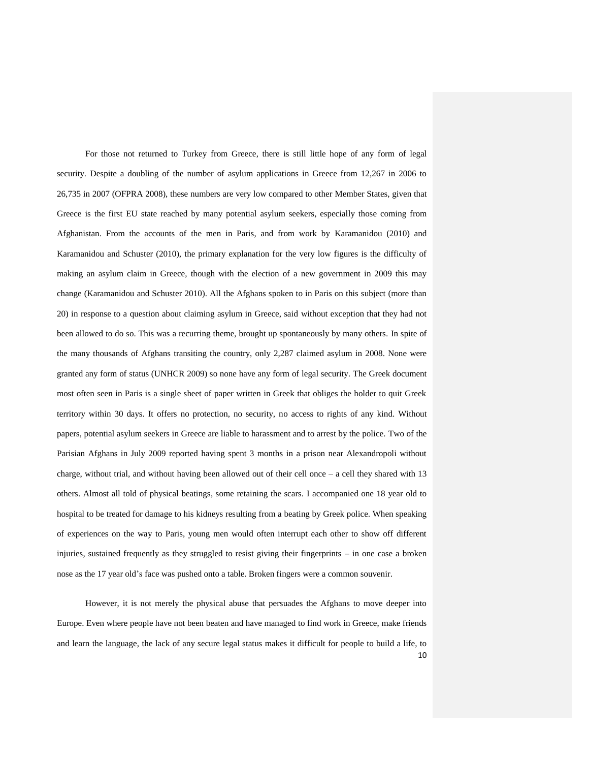For those not returned to Turkey from Greece, there is still little hope of any form of legal security. Despite a doubling of the number of asylum applications in Greece from 12,267 in 2006 to 26,735 in 2007 (OFPRA 2008), these numbers are very low compared to other Member States, given that Greece is the first EU state reached by many potential asylum seekers, especially those coming from Afghanistan. From the accounts of the men in Paris, and from work by Karamanidou (2010) and Karamanidou and Schuster (2010), the primary explanation for the very low figures is the difficulty of making an asylum claim in Greece, though with the election of a new government in 2009 this may change (Karamanidou and Schuster 2010). All the Afghans spoken to in Paris on this subject (more than 20) in response to a question about claiming asylum in Greece, said without exception that they had not been allowed to do so. This was a recurring theme, brought up spontaneously by many others. In spite of the many thousands of Afghans transiting the country, only 2,287 claimed asylum in 2008. None were granted any form of status (UNHCR 2009) so none have any form of legal security. The Greek document most often seen in Paris is a single sheet of paper written in Greek that obliges the holder to quit Greek territory within 30 days. It offers no protection, no security, no access to rights of any kind. Without papers, potential asylum seekers in Greece are liable to harassment and to arrest by the police. Two of the Parisian Afghans in July 2009 reported having spent 3 months in a prison near Alexandropoli without charge, without trial, and without having been allowed out of their cell once – a cell they shared with 13 others. Almost all told of physical beatings, some retaining the scars. I accompanied one 18 year old to hospital to be treated for damage to his kidneys resulting from a beating by Greek police. When speaking of experiences on the way to Paris, young men would often interrupt each other to show off different injuries, sustained frequently as they struggled to resist giving their fingerprints – in one case a broken nose as the 17 year old's face was pushed onto a table. Broken fingers were a common souvenir.

However, it is not merely the physical abuse that persuades the Afghans to move deeper into Europe. Even where people have not been beaten and have managed to find work in Greece, make friends and learn the language, the lack of any secure legal status makes it difficult for people to build a life, to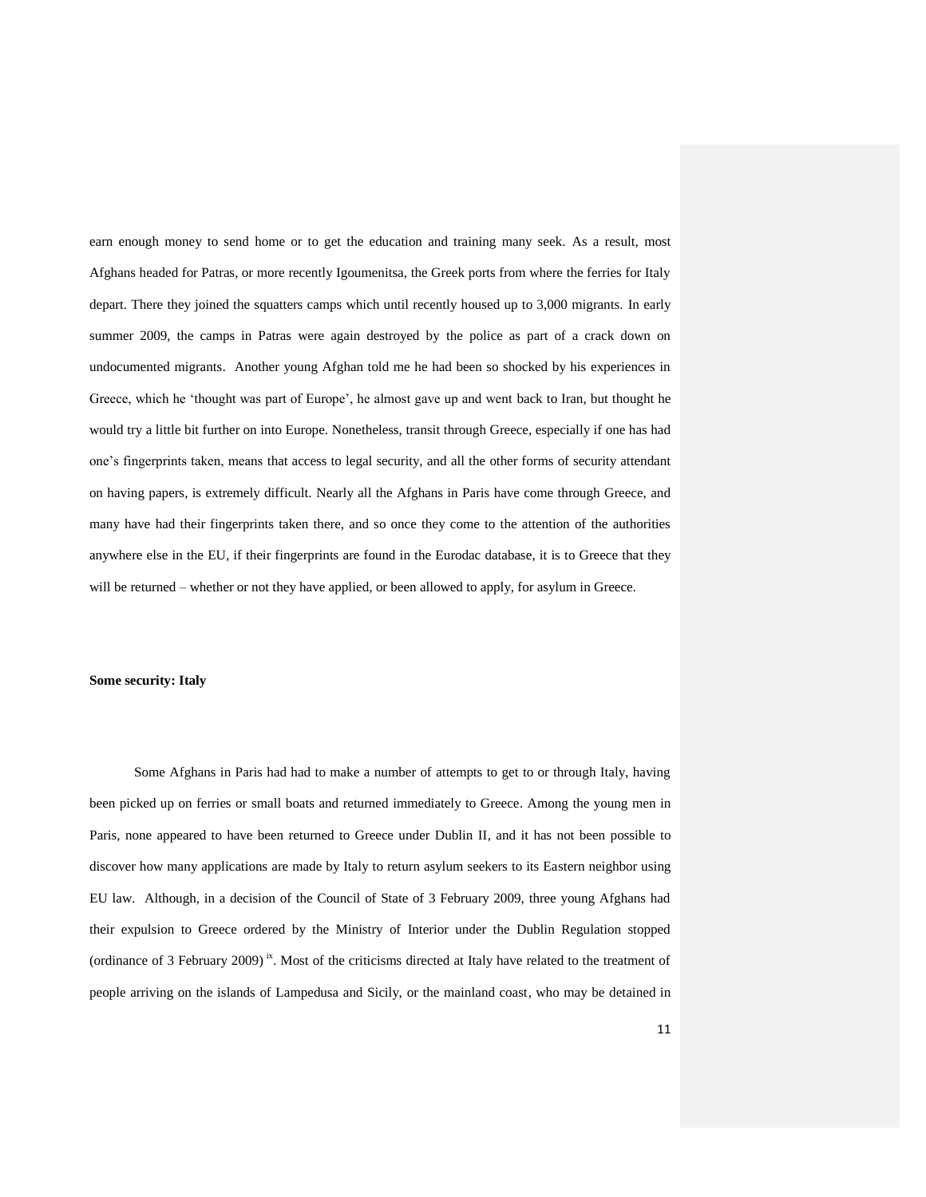earn enough money to send home or to get the education and training many seek. As a result, most Afghans headed for Patras, or more recently Igoumenitsa, the Greek ports from where the ferries for Italy depart. There they joined the squatters camps which until recently housed up to 3,000 migrants. In early summer 2009, the camps in Patras were again destroyed by the police as part of a crack down on undocumented migrants. Another young Afghan told me he had been so shocked by his experiences in Greece, which he 'thought was part of Europe', he almost gave up and went back to Iran, but thought he would try a little bit further on into Europe. Nonetheless, transit through Greece, especially if one has had one's fingerprints taken, means that access to legal security, and all the other forms of security attendant on having papers, is extremely difficult. Nearly all the Afghans in Paris have come through Greece, and many have had their fingerprints taken there, and so once they come to the attention of the authorities anywhere else in the EU, if their fingerprints are found in the Eurodac database, it is to Greece that they will be returned – whether or not they have applied, or been allowed to apply, for asylum in Greece.

**Some security: Italy**

Some Afghans in Paris had had to make a number of attempts to get to or through Italy, having been picked up on ferries or small boats and returned immediately to Greece. Among the young men in Paris, none appeared to have been returned to Greece under Dublin II, and it has not been possible to discover how many applications are made by Italy to return asylum seekers to its Eastern neighbor using EU law. Although, in a decision of the Council of State of 3 February 2009, three young Afghans had their expulsion to Greece ordered by the Ministry of Interior under the Dublin Regulation stopped (ordinance of 3 February 2009) [ix]. Most of the criticisms directed at Italy have related to the treatment of people arriving on the islands of Lampedusa and Sicily, or the mainland coast, who may be detained in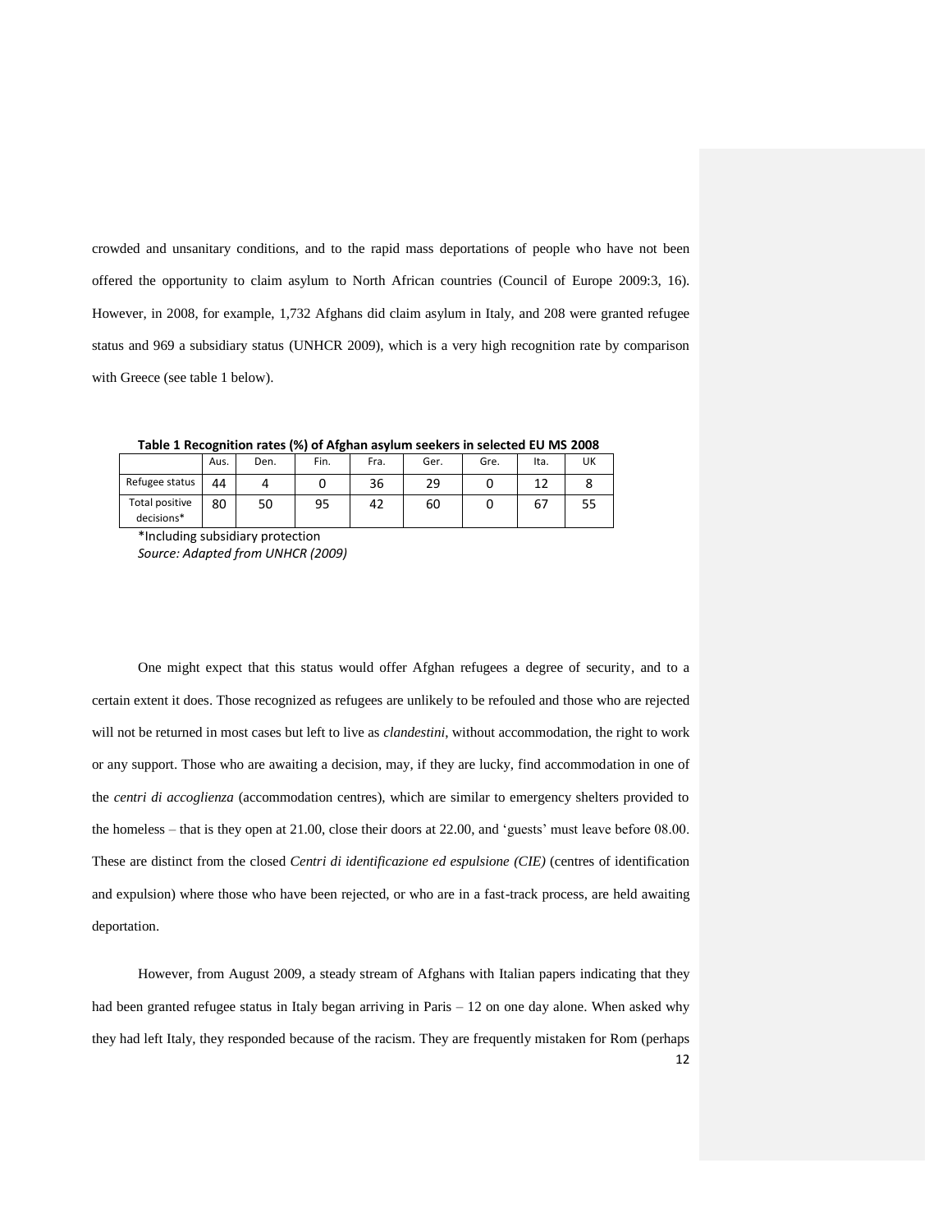crowded and unsanitary conditions, and to the rapid mass deportations of people who have not been offered the opportunity to claim asylum to North African countries (Council of Europe 2009:3, 16). However, in 2008, for example, 1,732 Afghans did claim asylum in Italy, and 208 were granted refugee status and 969 a subsidiary status (UNHCR 2009), which is a very high recognition rate by comparison with Greece (see table 1 below).

**Table 1 Recognition rates (%) of Afghan asylum seekers in selected EU MS 2008**

| | Aus. | Den. | Fin. | Fra. | Ger. | Gre. | Ita. | UK |
|---|---|---|---|---|---|---|---|---|
| Refugee status | 44 | 4 | 0 | 36 | 29 | 0 | 12 | 8 |
| Total positive decisions* | 80 | 50 | 95 | 42 | 60 | 0 | 67 | 55 |

*Including subsidiary protection

*Source: Adapted from UNHCR (2009)*

One might expect that this status would offer Afghan refugees a degree of security, and to a certain extent it does. Those recognized as refugees are unlikely to be refouled and those who are rejected will not be returned in most cases but left to live as *clandestini*, without accommodation, the right to work or any support. Those who are awaiting a decision, may, if they are lucky, find accommodation in one of the *centri di accoglienza* (accommodation centres), which are similar to emergency shelters provided to the homeless – that is they open at 21.00, close their doors at 22.00, and 'guests' must leave before 08.00. These are distinct from the closed *Centri di identificazione ed espulsione (CIE)* (centres of identification and expulsion) where those who have been rejected, or who are in a fast-track process, are held awaiting deportation.

However, from August 2009, a steady stream of Afghans with Italian papers indicating that they had been granted refugee status in Italy began arriving in Paris – 12 on one day alone. When asked why they had left Italy, they responded because of the racism. They are frequently mistaken for Rom (perhaps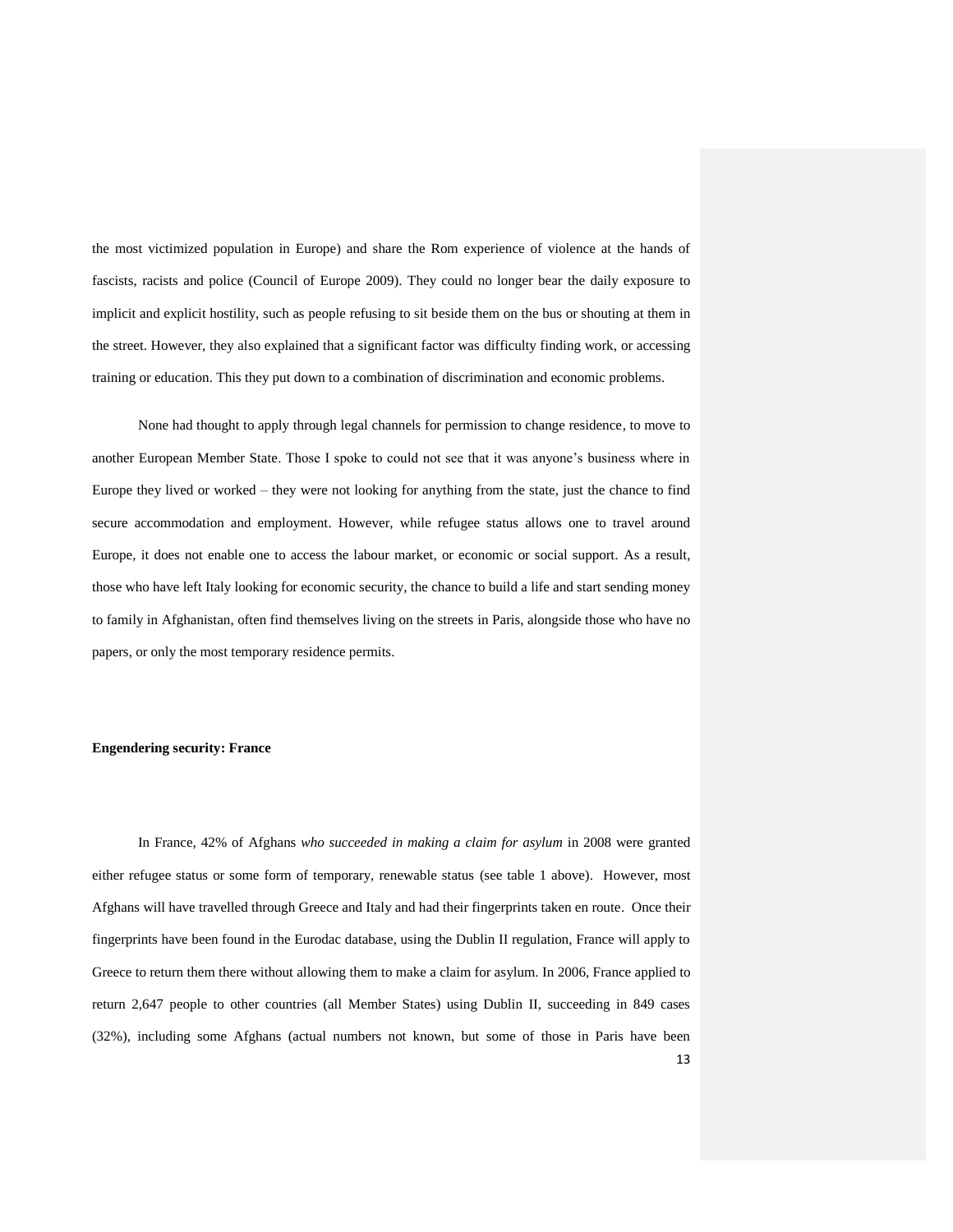the most victimized population in Europe) and share the Rom experience of violence at the hands of fascists, racists and police (Council of Europe 2009). They could no longer bear the daily exposure to implicit and explicit hostility, such as people refusing to sit beside them on the bus or shouting at them in the street. However, they also explained that a significant factor was difficulty finding work, or accessing training or education. This they put down to a combination of discrimination and economic problems.

None had thought to apply through legal channels for permission to change residence, to move to another European Member State. Those I spoke to could not see that it was anyone's business where in Europe they lived or worked – they were not looking for anything from the state, just the chance to find secure accommodation and employment. However, while refugee status allows one to travel around Europe, it does not enable one to access the labour market, or economic or social support. As a result, those who have left Italy looking for economic security, the chance to build a life and start sending money to family in Afghanistan, often find themselves living on the streets in Paris, alongside those who have no papers, or only the most temporary residence permits.

**Engendering security: France**

In France, 42% of Afghans *who succeeded in making a claim for asylum* in 2008 were granted either refugee status or some form of temporary, renewable status (see table 1 above). However, most Afghans will have travelled through Greece and Italy and had their fingerprints taken en route. Once their fingerprints have been found in the Eurodac database, using the Dublin II regulation, France will apply to Greece to return them there without allowing them to make a claim for asylum. In 2006, France applied to return 2,647 people to other countries (all Member States) using Dublin II, succeeding in 849 cases (32%), including some Afghans (actual numbers not known, but some of those in Paris have been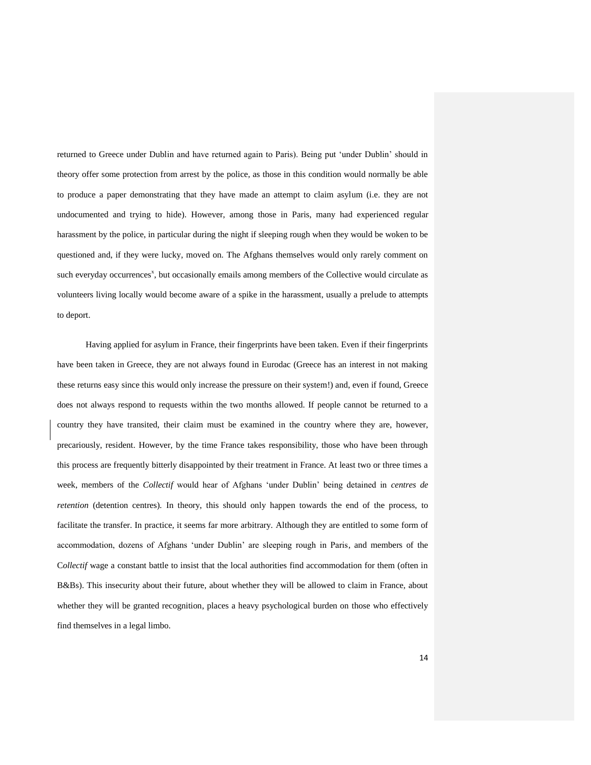returned to Greece under Dublin and have returned again to Paris). Being put 'under Dublin' should in theory offer some protection from arrest by the police, as those in this condition would normally be able to produce a paper demonstrating that they have made an attempt to claim asylum (i.e. they are not undocumented and trying to hide). However, among those in Paris, many had experienced regular harassment by the police, in particular during the night if sleeping rough when they would be woken to be questioned and, if they were lucky, moved on. The Afghans themselves would only rarely comment on such everyday occurrences[x], but occasionally emails among members of the Collective would circulate as volunteers living locally would become aware of a spike in the harassment, usually a prelude to attempts to deport.

Having applied for asylum in France, their fingerprints have been taken. Even if their fingerprints have been taken in Greece, they are not always found in Eurodac (Greece has an interest in not making these returns easy since this would only increase the pressure on their system!) and, even if found, Greece does not always respond to requests within the two months allowed. If people cannot be returned to a country they have transited, their claim must be examined in the country where they are, however, precariously, resident. However, by the time France takes responsibility, those who have been through this process are frequently bitterly disappointed by their treatment in France. At least two or three times a week, members of the *Collectif* would hear of Afghans 'under Dublin' being detained in *centres de retention* (detention centres). In theory, this should only happen towards the end of the process, to facilitate the transfer. In practice, it seems far more arbitrary. Although they are entitled to some form of accommodation, dozens of Afghans 'under Dublin' are sleeping rough in Paris, and members of the C*ollectif* wage a constant battle to insist that the local authorities find accommodation for them (often in B&Bs). This insecurity about their future, about whether they will be allowed to claim in France, about whether they will be granted recognition, places a heavy psychological burden on those who effectively find themselves in a legal limbo.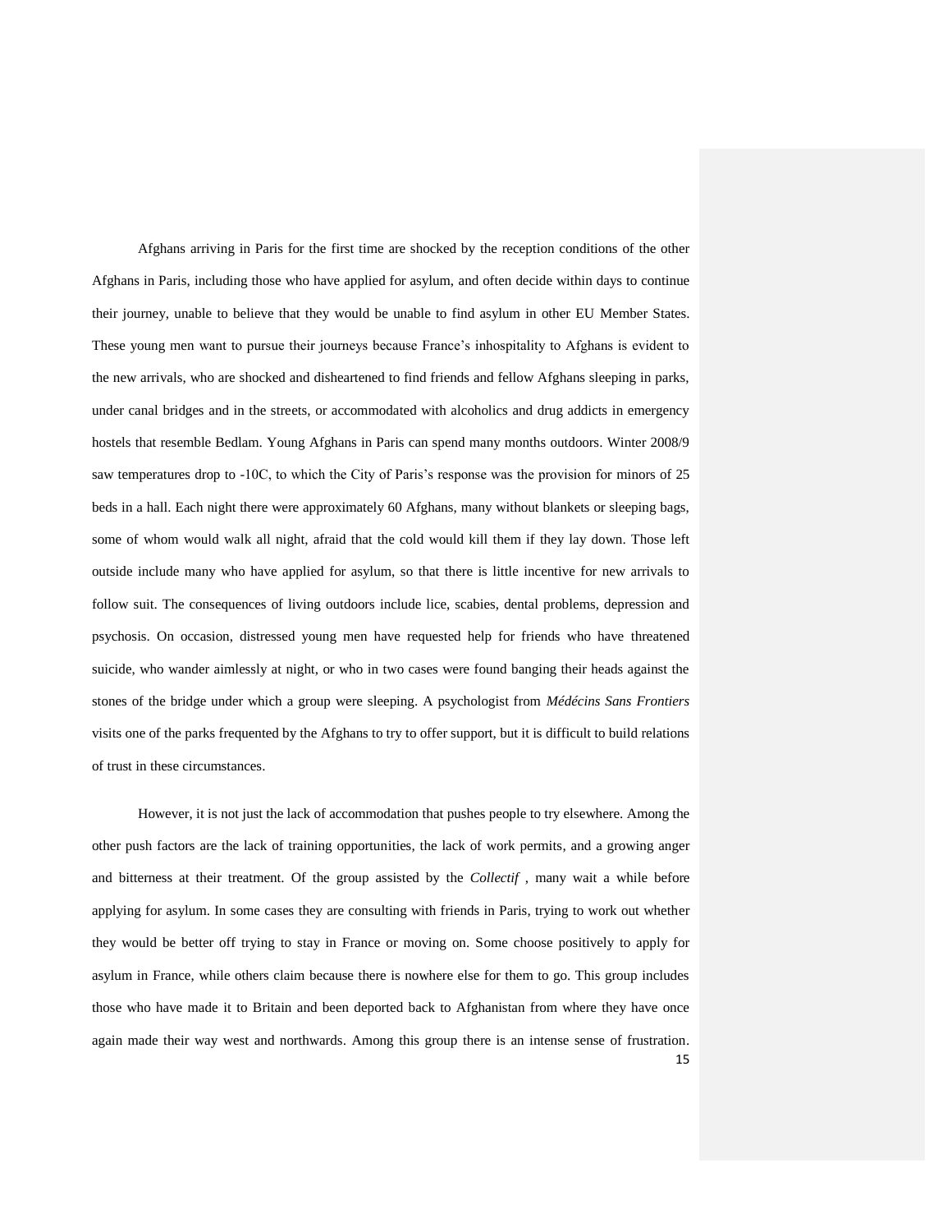Afghans arriving in Paris for the first time are shocked by the reception conditions of the other Afghans in Paris, including those who have applied for asylum, and often decide within days to continue their journey, unable to believe that they would be unable to find asylum in other EU Member States. These young men want to pursue their journeys because France's inhospitality to Afghans is evident to the new arrivals, who are shocked and disheartened to find friends and fellow Afghans sleeping in parks, under canal bridges and in the streets, or accommodated with alcoholics and drug addicts in emergency hostels that resemble Bedlam. Young Afghans in Paris can spend many months outdoors. Winter 2008/9 saw temperatures drop to -10C, to which the City of Paris's response was the provision for minors of 25 beds in a hall. Each night there were approximately 60 Afghans, many without blankets or sleeping bags, some of whom would walk all night, afraid that the cold would kill them if they lay down. Those left outside include many who have applied for asylum, so that there is little incentive for new arrivals to follow suit. The consequences of living outdoors include lice, scabies, dental problems, depression and psychosis. On occasion, distressed young men have requested help for friends who have threatened suicide, who wander aimlessly at night, or who in two cases were found banging their heads against the stones of the bridge under which a group were sleeping. A psychologist from *Médécins Sans Frontiers* visits one of the parks frequented by the Afghans to try to offer support, but it is difficult to build relations of trust in these circumstances.

However, it is not just the lack of accommodation that pushes people to try elsewhere. Among the other push factors are the lack of training opportunities, the lack of work permits, and a growing anger and bitterness at their treatment. Of the group assisted by the *Collectif* , many wait a while before applying for asylum. In some cases they are consulting with friends in Paris, trying to work out whether they would be better off trying to stay in France or moving on. Some choose positively to apply for asylum in France, while others claim because there is nowhere else for them to go. This group includes those who have made it to Britain and been deported back to Afghanistan from where they have once again made their way west and northwards. Among this group there is an intense sense of frustration.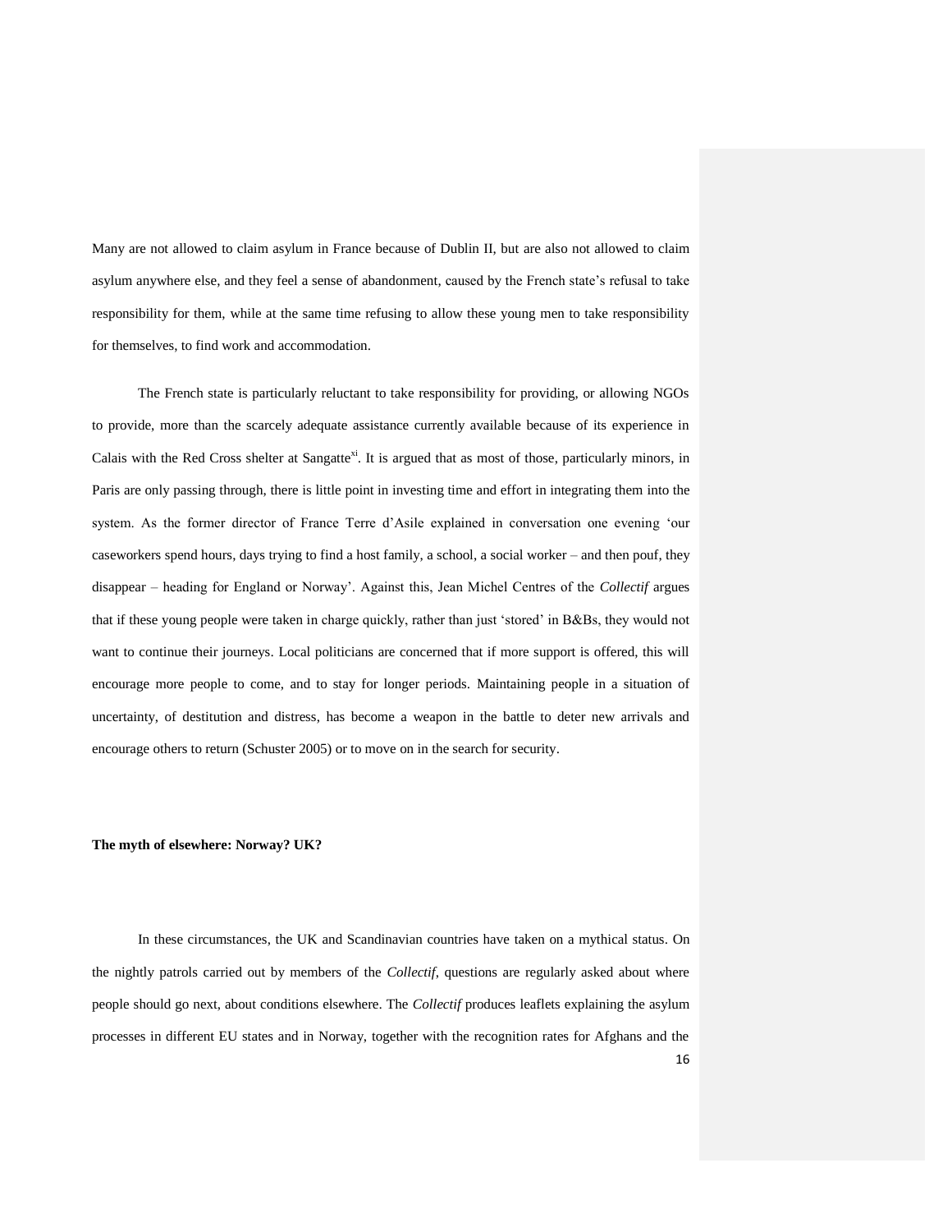Many are not allowed to claim asylum in France because of Dublin II, but are also not allowed to claim asylum anywhere else, and they feel a sense of abandonment, caused by the French state's refusal to take responsibility for them, while at the same time refusing to allow these young men to take responsibility for themselves, to find work and accommodation.

The French state is particularly reluctant to take responsibility for providing, or allowing NGOs to provide, more than the scarcely adequate assistance currently available because of its experience in Calais with the Red Cross shelter at Sangatte[xi]. It is argued that as most of those, particularly minors, in Paris are only passing through, there is little point in investing time and effort in integrating them into the system. As the former director of France Terre d'Asile explained in conversation one evening 'our caseworkers spend hours, days trying to find a host family, a school, a social worker – and then pouf, they disappear – heading for England or Norway'. Against this, Jean Michel Centres of the *Collectif* argues that if these young people were taken in charge quickly, rather than just 'stored' in B&Bs, they would not want to continue their journeys. Local politicians are concerned that if more support is offered, this will encourage more people to come, and to stay for longer periods. Maintaining people in a situation of uncertainty, of destitution and distress, has become a weapon in the battle to deter new arrivals and encourage others to return (Schuster 2005) or to move on in the search for security.

**The myth of elsewhere: Norway? UK?**

In these circumstances, the UK and Scandinavian countries have taken on a mythical status. On the nightly patrols carried out by members of the *Collectif*, questions are regularly asked about where people should go next, about conditions elsewhere. The *Collectif* produces leaflets explaining the asylum processes in different EU states and in Norway, together with the recognition rates for Afghans and the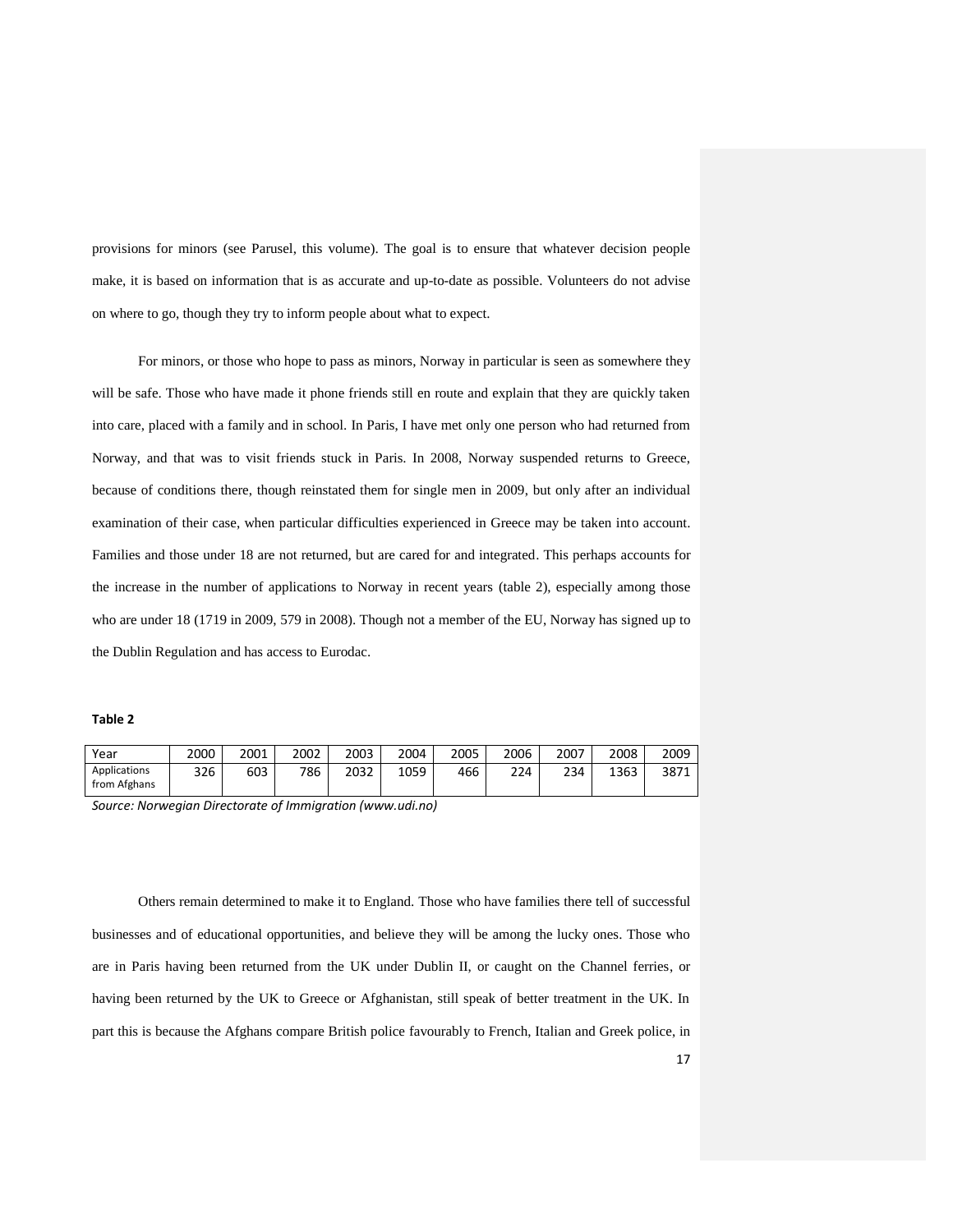provisions for minors (see Parusel, this volume). The goal is to ensure that whatever decision people make, it is based on information that is as accurate and up-to-date as possible. Volunteers do not advise on where to go, though they try to inform people about what to expect.

For minors, or those who hope to pass as minors, Norway in particular is seen as somewhere they will be safe. Those who have made it phone friends still en route and explain that they are quickly taken into care, placed with a family and in school. In Paris, I have met only one person who had returned from Norway, and that was to visit friends stuck in Paris. In 2008, Norway suspended returns to Greece, because of conditions there, though reinstated them for single men in 2009, but only after an individual examination of their case, when particular difficulties experienced in Greece may be taken into account. Families and those under 18 are not returned, but are cared for and integrated. This perhaps accounts for the increase in the number of applications to Norway in recent years (table 2), especially among those who are under 18 (1719 in 2009, 579 in 2008). Though not a member of the EU, Norway has signed up to the Dublin Regulation and has access to Eurodac.

**Table 2**

| Year | 2000 | 2001 | 2002 | 2003 | 2004 | 2005 | 2006 | 2007 | 2008 | 2009 |
|---|---|---|---|---|---|---|---|---|---|---|
| Applications from Afghans | 326 | 603 | 786 | 2032 | 1059 | 466 | 224 | 234 | 1363 | 3871 |

*Source: Norwegian Directorate of Immigration (www.udi.no)*

Others remain determined to make it to England. Those who have families there tell of successful businesses and of educational opportunities, and believe they will be among the lucky ones. Those who are in Paris having been returned from the UK under Dublin II, or caught on the Channel ferries, or having been returned by the UK to Greece or Afghanistan, still speak of better treatment in the UK. In part this is because the Afghans compare British police favourably to French, Italian and Greek police, in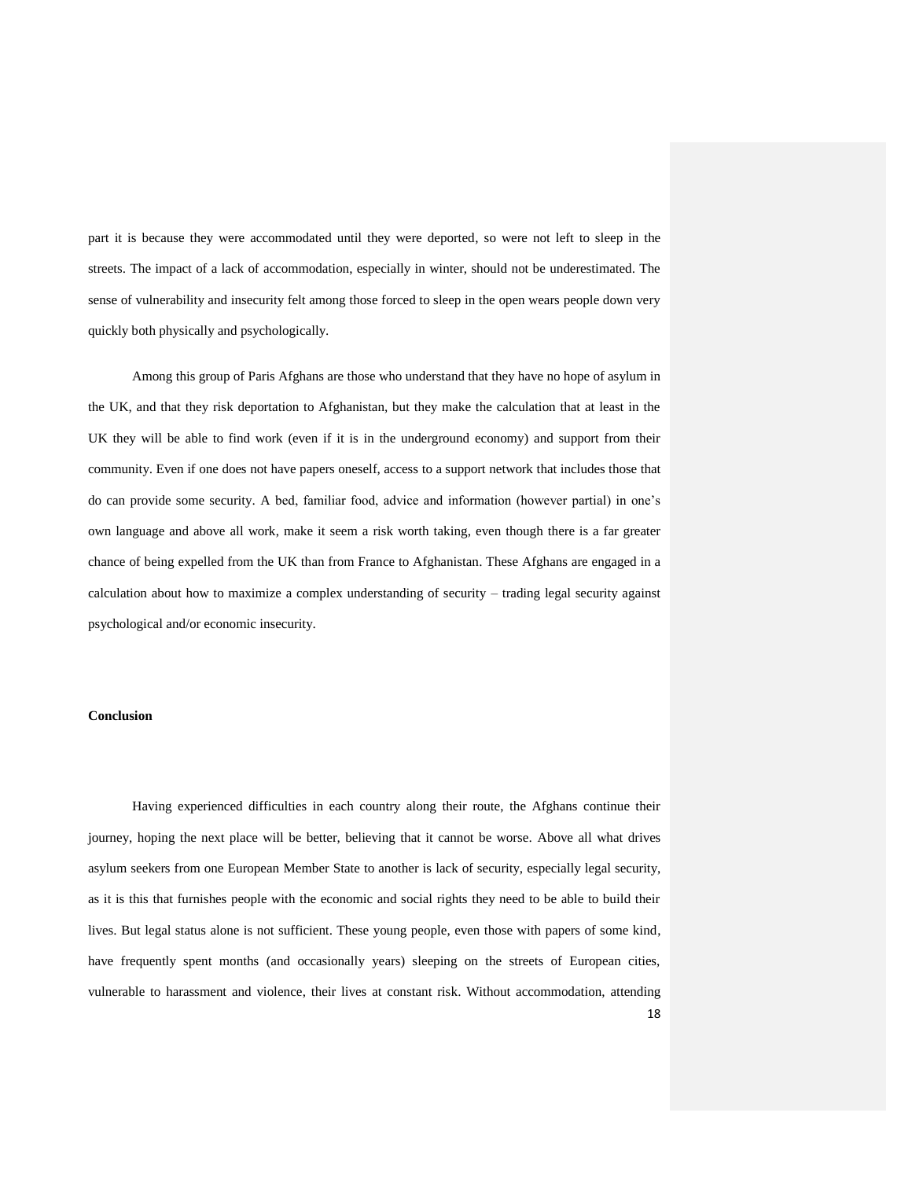part it is because they were accommodated until they were deported, so were not left to sleep in the streets. The impact of a lack of accommodation, especially in winter, should not be underestimated. The sense of vulnerability and insecurity felt among those forced to sleep in the open wears people down very quickly both physically and psychologically.

Among this group of Paris Afghans are those who understand that they have no hope of asylum in the UK, and that they risk deportation to Afghanistan, but they make the calculation that at least in the UK they will be able to find work (even if it is in the underground economy) and support from their community. Even if one does not have papers oneself, access to a support network that includes those that do can provide some security. A bed, familiar food, advice and information (however partial) in one's own language and above all work, make it seem a risk worth taking, even though there is a far greater chance of being expelled from the UK than from France to Afghanistan. These Afghans are engaged in a calculation about how to maximize a complex understanding of security – trading legal security against psychological and/or economic insecurity.

**Conclusion**

Having experienced difficulties in each country along their route, the Afghans continue their journey, hoping the next place will be better, believing that it cannot be worse. Above all what drives asylum seekers from one European Member State to another is lack of security, especially legal security, as it is this that furnishes people with the economic and social rights they need to be able to build their lives. But legal status alone is not sufficient. These young people, even those with papers of some kind, have frequently spent months (and occasionally years) sleeping on the streets of European cities, vulnerable to harassment and violence, their lives at constant risk. Without accommodation, attending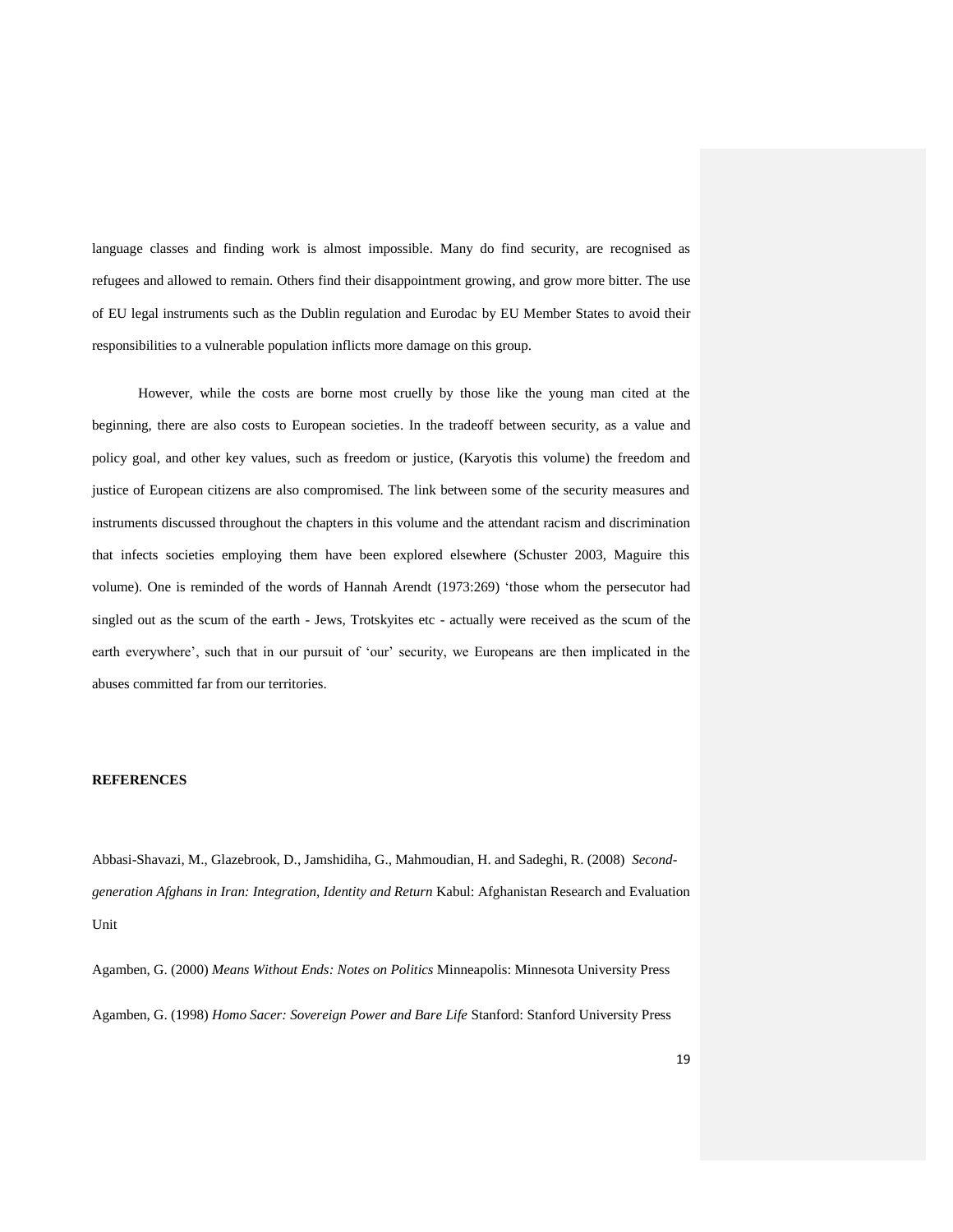language classes and finding work is almost impossible. Many do find security, are recognised as refugees and allowed to remain. Others find their disappointment growing, and grow more bitter. The use of EU legal instruments such as the Dublin regulation and Eurodac by EU Member States to avoid their responsibilities to a vulnerable population inflicts more damage on this group.

However, while the costs are borne most cruelly by those like the young man cited at the beginning, there are also costs to European societies. In the tradeoff between security, as a value and policy goal, and other key values, such as freedom or justice, (Karyotis this volume) the freedom and justice of European citizens are also compromised. The link between some of the security measures and instruments discussed throughout the chapters in this volume and the attendant racism and discrimination that infects societies employing them have been explored elsewhere (Schuster 2003, Maguire this volume). One is reminded of the words of Hannah Arendt (1973:269) 'those whom the persecutor had singled out as the scum of the earth - Jews, Trotskyites etc - actually were received as the scum of the earth everywhere', such that in our pursuit of 'our' security, we Europeans are then implicated in the abuses committed far from our territories.

**REFERENCES**

Abbasi-Shavazi, M., Glazebrook, D., Jamshidiha, G., Mahmoudian, H. and Sadeghi, R. (2008) *Second-generation Afghans in Iran: Integration, Identity and Return* Kabul: Afghanistan Research and Evaluation Unit

Agamben, G. (2000) *Means Without Ends: Notes on Politics* Minneapolis: Minnesota University Press

Agamben, G. (1998) *Homo Sacer: Sovereign Power and Bare Life* Stanford: Stanford University Press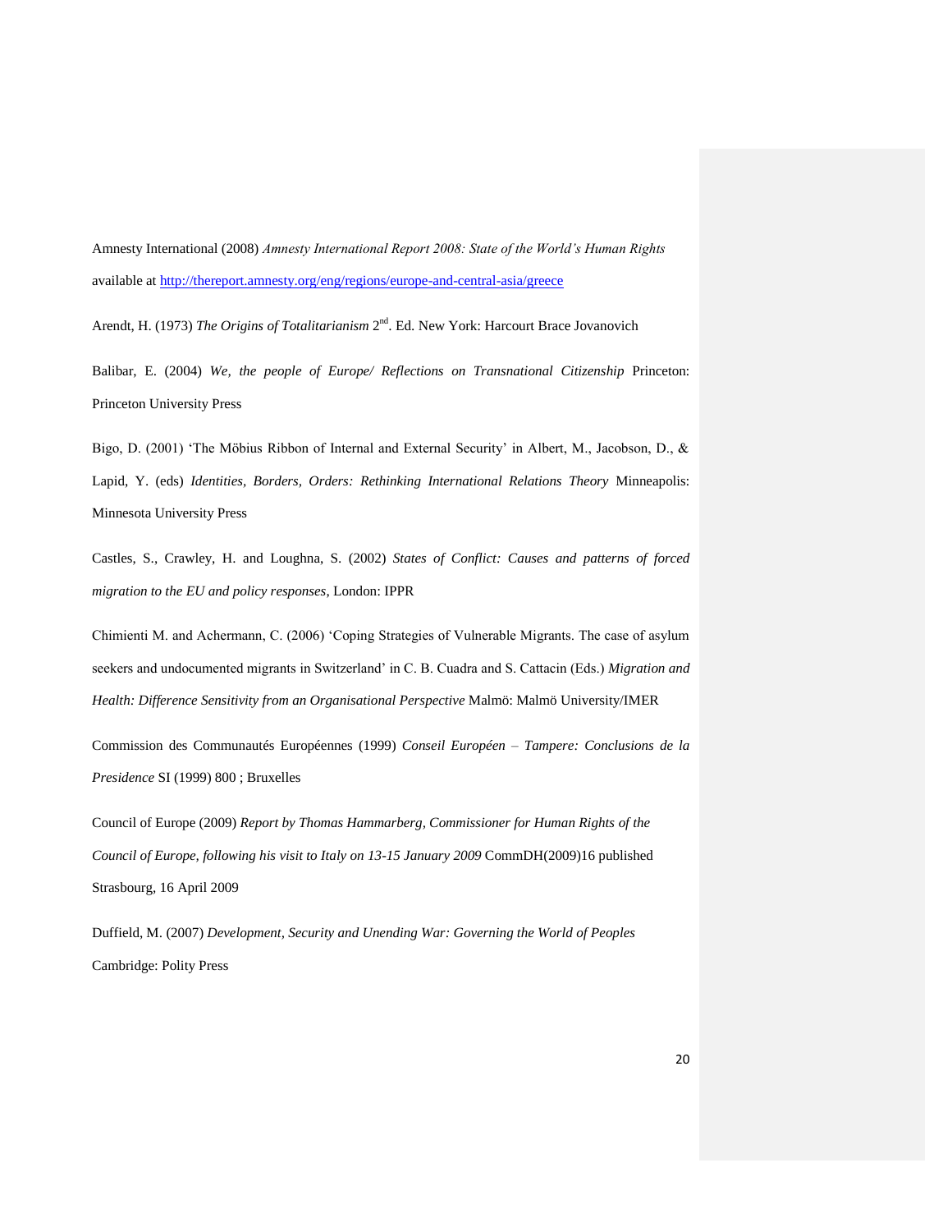Amnesty International (2008) *Amnesty International Report 2008: State of the World's Human Rights* available at [http://thereport.amnesty.org/eng/regions/europe-and-central-asia/greece](http://thereport.amnesty.org/eng/regions/europe-and-central-asia/greece)

Arendt, H. (1973) *The Origins of Totalitarianism* 2nd. Ed. New York: Harcourt Brace Jovanovich

Balibar, E. (2004) *We, the people of Europe/ Reflections on Transnational Citizenship* Princeton: Princeton University Press

Bigo, D. (2001) 'The Möbius Ribbon of Internal and External Security' in Albert, M., Jacobson, D., & Lapid, Y. (eds) *Identities, Borders, Orders: Rethinking International Relations Theory* Minneapolis: Minnesota University Press

Castles, S., Crawley, H. and Loughna, S. (2002) *States of Conflict: Causes and patterns of forced migration to the EU and policy responses*, London: IPPR

Chimienti M. and Achermann, C. (2006) 'Coping Strategies of Vulnerable Migrants. The case of asylum seekers and undocumented migrants in Switzerland' in C. B. Cuadra and S. Cattacin (Eds.) *Migration and Health: Difference Sensitivity from an Organisational Perspective* Malmö: Malmö University/IMER

Commission des Communautés Européennes (1999) *Conseil Européen – Tampere: Conclusions de la Presidence* SI (1999) 800 ; Bruxelles

Council of Europe (2009) *Report by Thomas Hammarberg, Commissioner for Human Rights of the Council of Europe, following his visit to Italy on 13-15 January 2009* CommDH(2009)16 published Strasbourg, 16 April 2009

Duffield, M. (2007) *Development, Security and Unending War: Governing the World of Peoples* Cambridge: Polity Press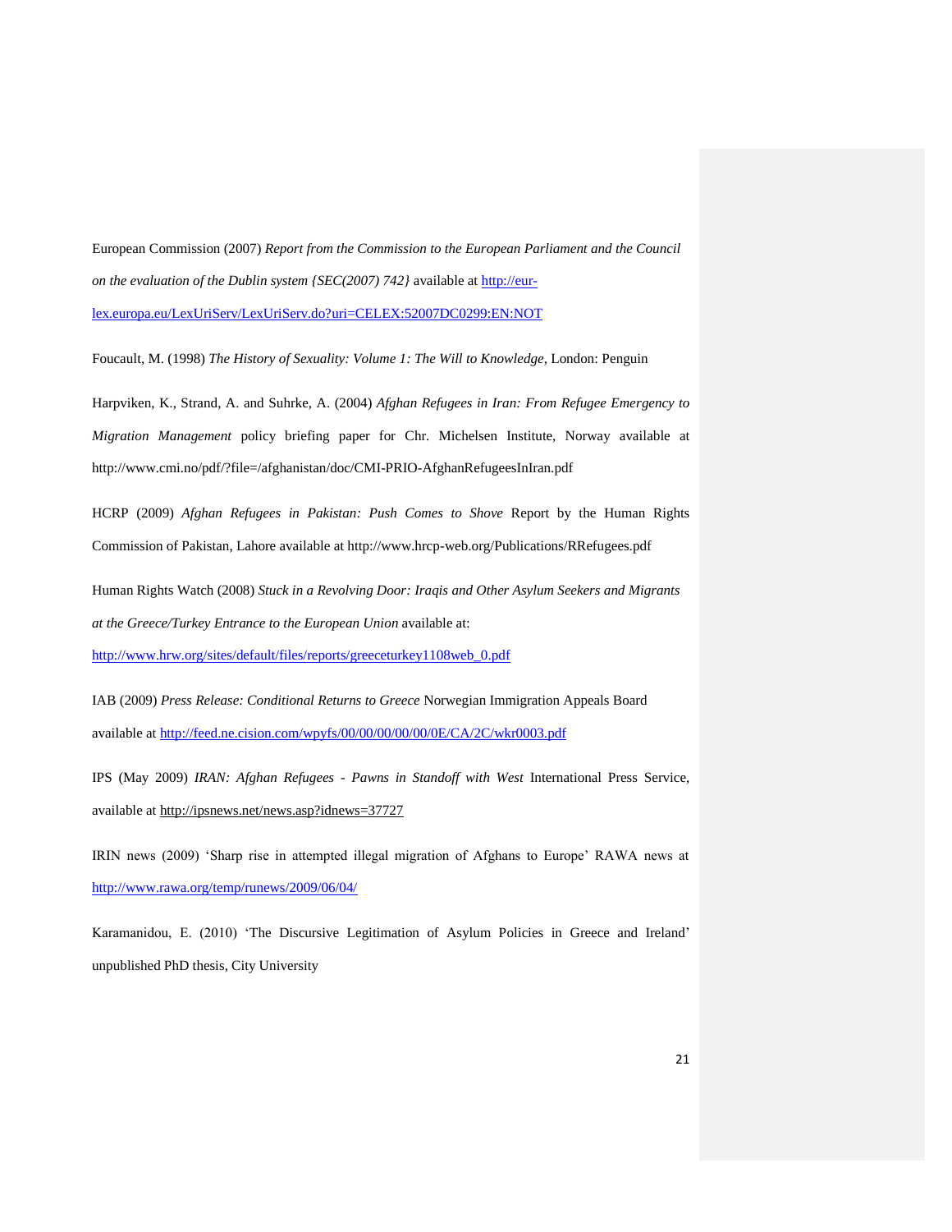European Commission (2007) *Report from the Commission to the European Parliament and the Council on the evaluation of the Dublin system {SEC(2007) 742}* available at http://eur-lex.europa.eu/LexUriServ/LexUriServ.do?uri=CELEX:52007DC0299:EN:NOT

Foucault, M. (1998) *The History of Sexuality: Volume 1: The Will to Knowledge*, London: Penguin

Harpviken, K., Strand, A. and Suhrke, A. (2004) *Afghan Refugees in Iran: From Refugee Emergency to Migration Management* policy briefing paper for Chr. Michelsen Institute, Norway available at http://www.cmi.no/pdf/?file=/afghanistan/doc/CMI-PRIO-AfghanRefugeesInIran.pdf

HCRP (2009) *Afghan Refugees in Pakistan: Push Comes to Shove* Report by the Human Rights Commission of Pakistan, Lahore available at http://www.hrcp-web.org/Publications/RRefugees.pdf

Human Rights Watch (2008) *Stuck in a Revolving Door: Iraqis and Other Asylum Seekers and Migrants at the Greece/Turkey Entrance to the European Union* available at: http://www.hrw.org/sites/default/files/reports/greeceturkey1108web_0.pdf

IAB (2009) *Press Release: Conditional Returns to Greece* Norwegian Immigration Appeals Board available at http://feed.ne.cision.com/wpyfs/00/00/00/00/00/0E/CA/2C/wkr0003.pdf

IPS (May 2009) *IRAN: Afghan Refugees - Pawns in Standoff with West* International Press Service, available at http://ipsnews.net/news.asp?idnews=37727

IRIN news (2009) 'Sharp rise in attempted illegal migration of Afghans to Europe' RAWA news at http://www.rawa.org/temp/runews/2009/06/04/

Karamanidou, E. (2010) 'The Discursive Legitimation of Asylum Policies in Greece and Ireland' unpublished PhD thesis, City University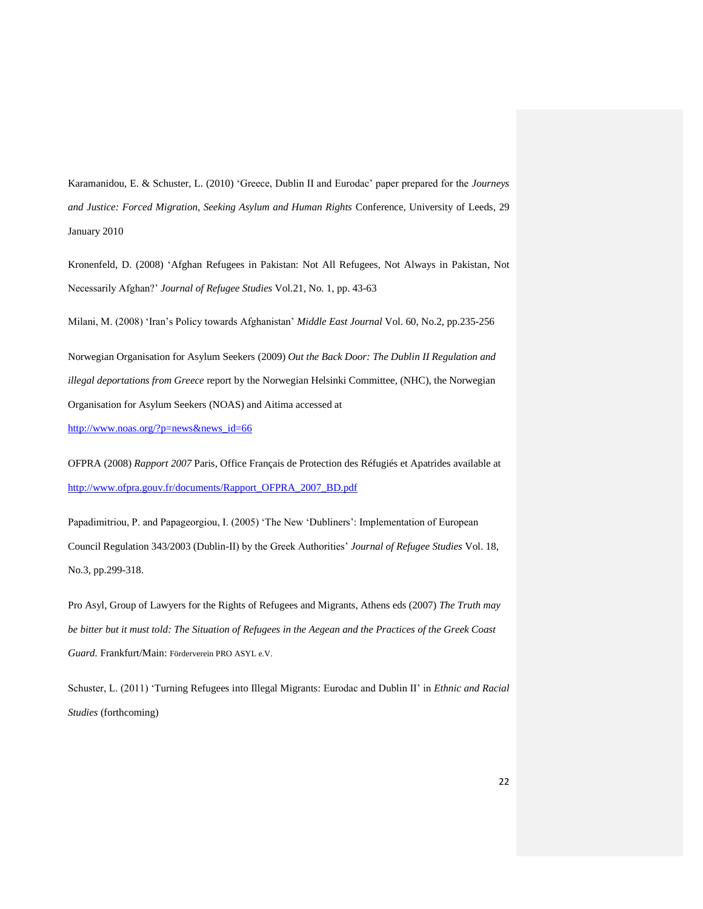Karamanidou, E. & Schuster, L. (2010) 'Greece, Dublin II and Eurodac' paper prepared for the *Journeys and Justice: Forced Migration, Seeking Asylum and Human Rights* Conference, University of Leeds, 29 January 2010

Kronenfeld, D. (2008) 'Afghan Refugees in Pakistan: Not All Refugees, Not Always in Pakistan, Not Necessarily Afghan?' *Journal of Refugee Studies* Vol.21, No. 1, pp. 43-63

Milani, M. (2008) 'Iran's Policy towards Afghanistan' *Middle East Journal* Vol. 60, No.2, pp.235-256

Norwegian Organisation for Asylum Seekers (2009) *Out the Back Door: The Dublin II Regulation and illegal deportations from Greece* report by the Norwegian Helsinki Committee, (NHC), the Norwegian Organisation for Asylum Seekers (NOAS) and Aitima accessed at http://www.noas.org/?p=news&news_id=66

OFPRA (2008) *Rapport 2007* Paris, Office Français de Protection des Réfugiés et Apatrides available at http://www.ofpra.gouv.fr/documents/Rapport_OFPRA_2007_BD.pdf

Papadimitriou, P. and Papageorgiou, I. (2005) 'The New 'Dubliners': Implementation of European Council Regulation 343/2003 (Dublin-II) by the Greek Authorities' *Journal of Refugee Studies* Vol. 18, No.3, pp.299-318.

Pro Asyl, Group of Lawyers for the Rights of Refugees and Migrants, Athens eds (2007) *The Truth may be bitter but it must told: The Situation of Refugees in the Aegean and the Practices of the Greek Coast Guard.* Frankfurt/Main: Förderverein PRO ASYL e.V.

Schuster, L. (2011) 'Turning Refugees into Illegal Migrants: Eurodac and Dublin II' in *Ethnic and Racial Studies* (forthcoming)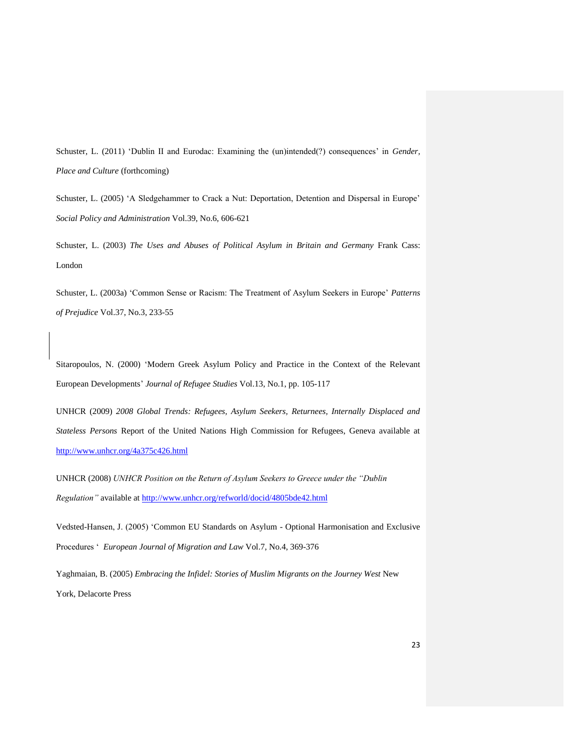Schuster, L. (2011) 'Dublin II and Eurodac: Examining the (un)intended(?) consequences' in *Gender, Place and Culture* (forthcoming)

Schuster, L. (2005) 'A Sledgehammer to Crack a Nut: Deportation, Detention and Dispersal in Europe' *Social Policy and Administration* Vol.39, No.6, 606-621

Schuster, L. (2003) *The Uses and Abuses of Political Asylum in Britain and Germany* Frank Cass: London

Schuster, L. (2003a) 'Common Sense or Racism: The Treatment of Asylum Seekers in Europe' *Patterns of Prejudice* Vol.37, No.3, 233-55

Sitaropoulos, N. (2000) 'Modern Greek Asylum Policy and Practice in the Context of the Relevant European Developments' *Journal of Refugee Studies* Vol.13, No.1, pp. 105-117

UNHCR (2009) *2008 Global Trends: Refugees, Asylum Seekers, Returnees, Internally Displaced and Stateless Persons* Report of the United Nations High Commission for Refugees, Geneva available at http://www.unhcr.org/4a375c426.html

UNHCR (2008) *UNHCR Position on the Return of Asylum Seekers to Greece under the "Dublin Regulation"* available at http://www.unhcr.org/refworld/docid/4805bde42.html

Vedsted-Hansen, J. (2005) 'Common EU Standards on Asylum - Optional Harmonisation and Exclusive Procedures ' *European Journal of Migration and Law* Vol.7, No.4, 369-376

Yaghmaian, B. (2005) *Embracing the Infidel: Stories of Muslim Migrants on the Journey West* New York, Delacorte Press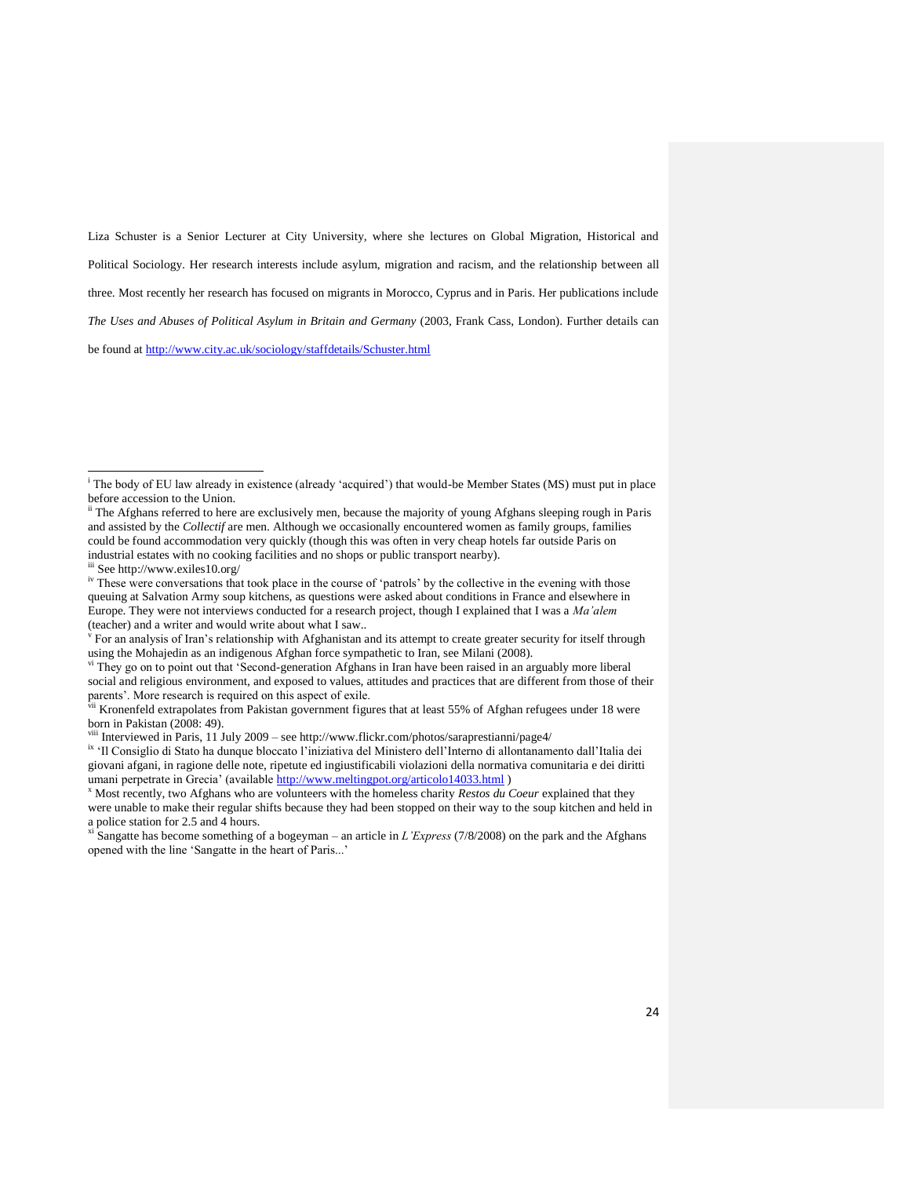Liza Schuster is a Senior Lecturer at City University, where she lectures on Global Migration, Historical and Political Sociology. Her research interests include asylum, migration and racism, and the relationship between all three. Most recently her research has focused on migrants in Morocco, Cyprus and in Paris. Her publications include *The Uses and Abuses of Political Asylum in Britain and Germany* (2003, Frank Cass, London). Further details can be found at http://www.city.ac.uk/sociology/staffdetails/Schuster.html

---

[i] The body of EU law already in existence (already 'acquired') that would-be Member States (MS) must put in place before accession to the Union.

[ii] The Afghans referred to here are exclusively men, because the majority of young Afghans sleeping rough in Paris and assisted by the *Collectif* are men. Although we occasionally encountered women as family groups, families could be found accommodation very quickly (though this was often in very cheap hotels far outside Paris on industrial estates with no cooking facilities and no shops or public transport nearby).

[iii] See http://www.exiles10.org/

[iv] These were conversations that took place in the course of 'patrols' by the collective in the evening with those queuing at Salvation Army soup kitchens, as questions were asked about conditions in France and elsewhere in Europe. They were not interviews conducted for a research project, though I explained that I was a *Ma'alem* (teacher) and a writer and would write about what I saw..

[v] For an analysis of Iran's relationship with Afghanistan and its attempt to create greater security for itself through using the Mohajedin as an indigenous Afghan force sympathetic to Iran, see Milani (2008).

[vi] They go on to point out that 'Second-generation Afghans in Iran have been raised in an arguably more liberal social and religious environment, and exposed to values, attitudes and practices that are different from those of their parents'. More research is required on this aspect of exile.

[vii] Kronenfeld extrapolates from Pakistan government figures that at least 55% of Afghan refugees under 18 were born in Pakistan (2008: 49).

[viii] Interviewed in Paris, 11 July 2009 – see http://www.flickr.com/photos/saraprestianni/page4/

[ix] 'Il Consiglio di Stato ha dunque bloccato l'iniziativa del Ministero dell'Interno di allontanamento dall'Italia dei giovani afgani, in ragione delle note, ripetute ed ingiustificabili violazioni della normativa comunitaria e dei diritti umani perpetrate in Grecia' (available http://www.meltingpot.org/articolo14033.html )

[x] Most recently, two Afghans who are volunteers with the homeless charity *Restos du Coeur* explained that they were unable to make their regular shifts because they had been stopped on their way to the soup kitchen and held in a police station for 2.5 and 4 hours.

[xi] Sangatte has become something of a bogeyman – an article in *L'Express* (7/8/2008) on the park and the Afghans opened with the line 'Sangatte in the heart of Paris...'